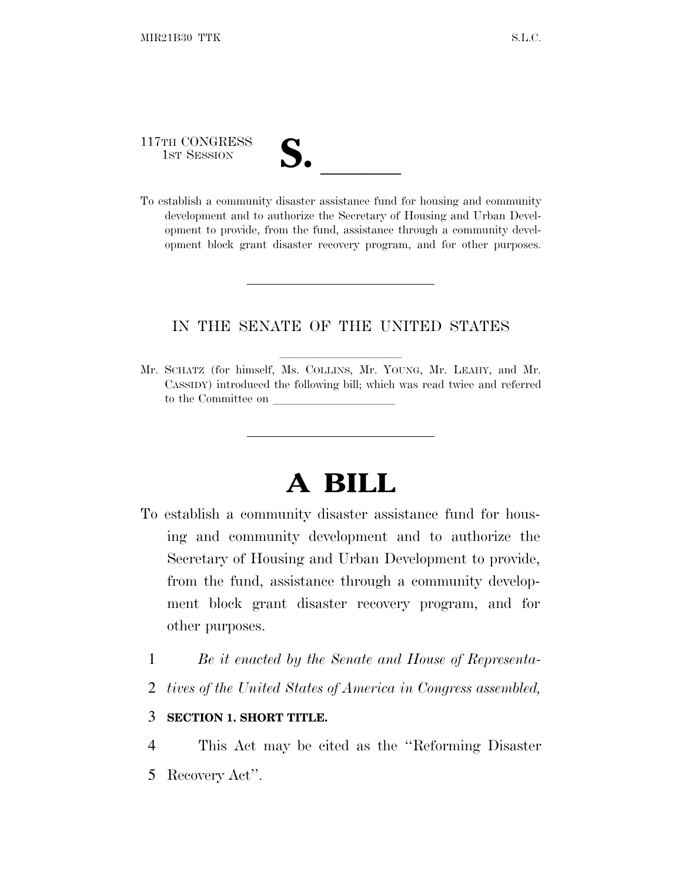117TH CONGRESS
1ST SESSION

# S. \_\_\_\_\_\_

To establish a community disaster assistance fund for housing and community development and to authorize the Secretary of Housing and Urban Development to provide, from the fund, assistance through a community development block grant disaster recovery program, and for other purposes.

---

IN THE SENATE OF THE UNITED STATES

---

Mr. SCHATZ (for himself, Ms. COLLINS, Mr. YOUNG, Mr. LEAHY, and Mr. CASSIDY) introduced the following bill; which was read twice and referred to the Committee on \_\_\_\_\_\_\_\_\_\_\_\_\_\_\_\_\_\_\_\_

---

# A BILL

To establish a community disaster assistance fund for housing and community development and to authorize the Secretary of Housing and Urban Development to provide, from the fund, assistance through a community development block grant disaster recovery program, and for other purposes.

1 *Be it enacted by the Senate and House of Representa-*
2 *tives of the United States of America in Congress assembled,*

3 **SECTION 1. SHORT TITLE.**

4 This Act may be cited as the ''Reforming Disaster
5 Recovery Act''.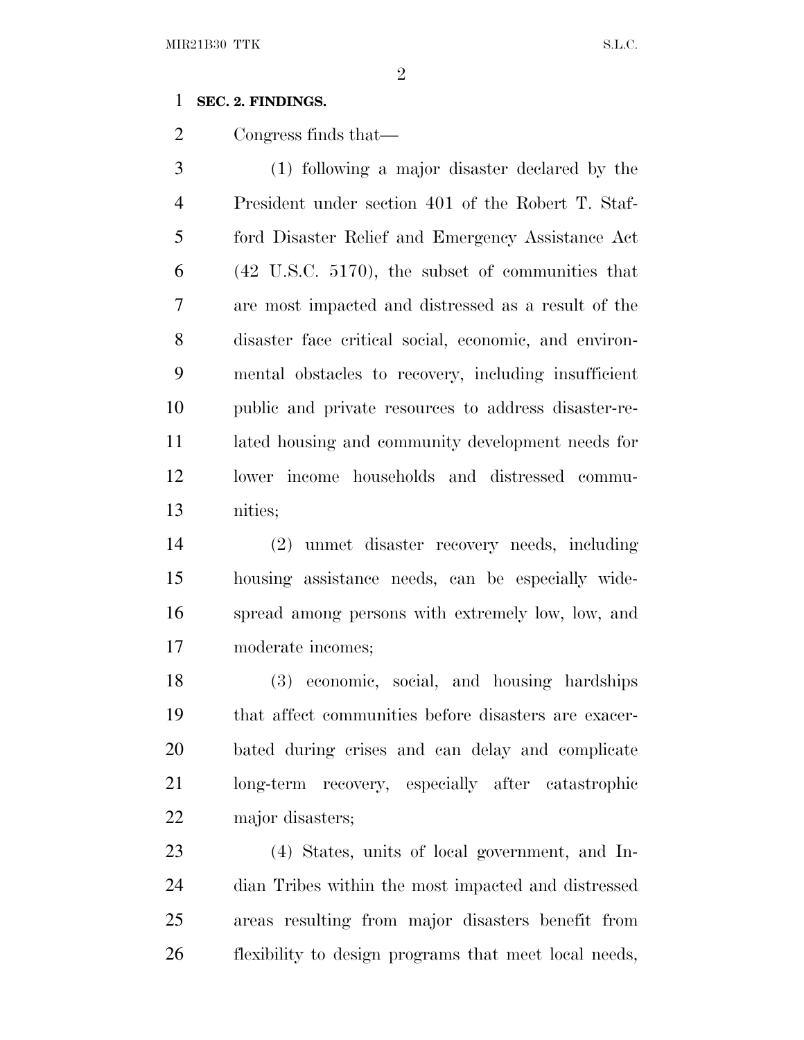**SEC. 2. FINDINGS.**

Congress finds that—

(1) following a major disaster declared by the President under section 401 of the Robert T. Stafford Disaster Relief and Emergency Assistance Act (42 U.S.C. 5170), the subset of communities that are most impacted and distressed as a result of the disaster face critical social, economic, and environmental obstacles to recovery, including insufficient public and private resources to address disaster-related housing and community development needs for lower income households and distressed communities;

(2) unmet disaster recovery needs, including housing assistance needs, can be especially widespread among persons with extremely low, low, and moderate incomes;

(3) economic, social, and housing hardships that affect communities before disasters are exacerbated during crises and can delay and complicate long-term recovery, especially after catastrophic major disasters;

(4) States, units of local government, and Indian Tribes within the most impacted and distressed areas resulting from major disasters benefit from flexibility to design programs that meet local needs,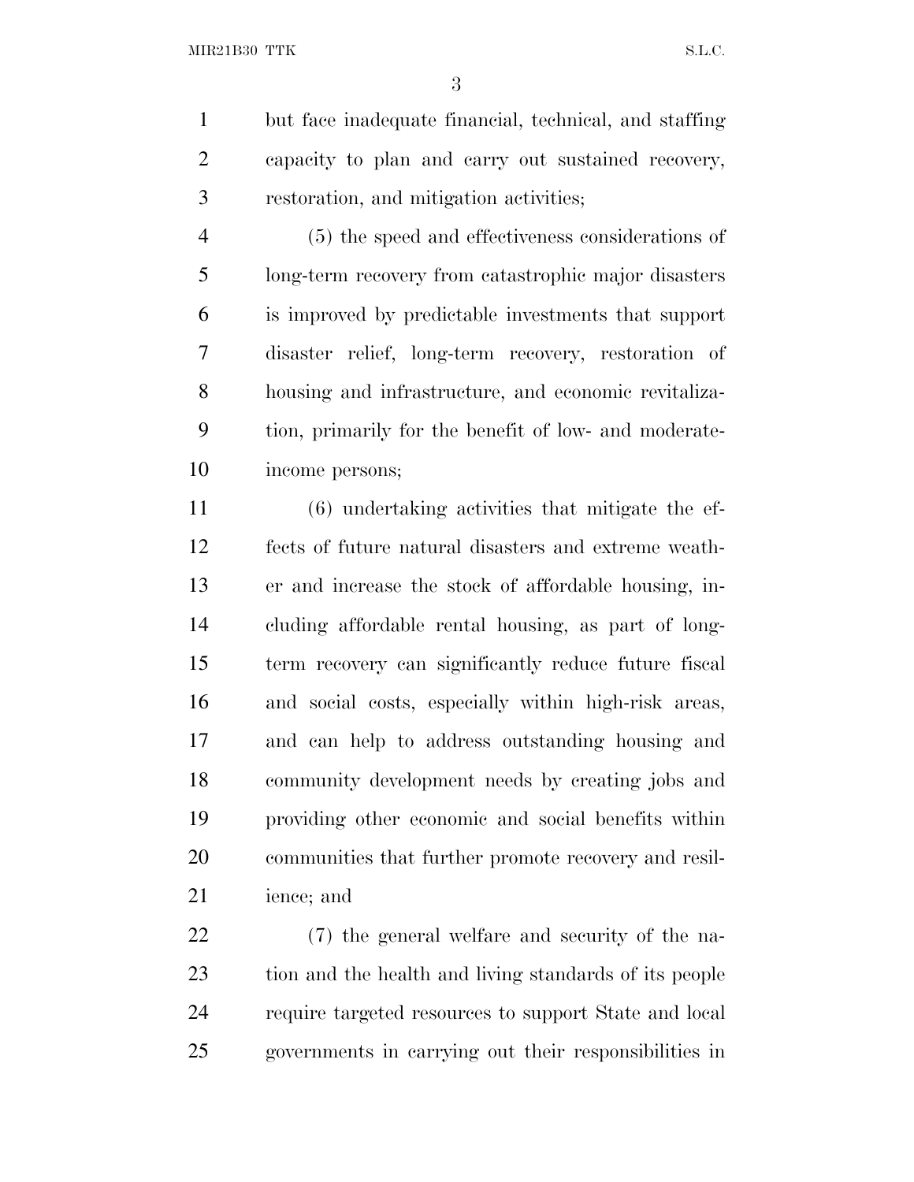but face inadequate financial, technical, and staffing capacity to plan and carry out sustained recovery, restoration, and mitigation activities;

(5) the speed and effectiveness considerations of long-term recovery from catastrophic major disasters is improved by predictable investments that support disaster relief, long-term recovery, restoration of housing and infrastructure, and economic revitalization, primarily for the benefit of low- and moderate-income persons;

(6) undertaking activities that mitigate the effects of future natural disasters and extreme weather and increase the stock of affordable housing, including affordable rental housing, as part of long-term recovery can significantly reduce future fiscal and social costs, especially within high-risk areas, and can help to address outstanding housing and community development needs by creating jobs and providing other economic and social benefits within communities that further promote recovery and resilience; and

(7) the general welfare and security of the nation and the health and living standards of its people require targeted resources to support State and local governments in carrying out their responsibilities in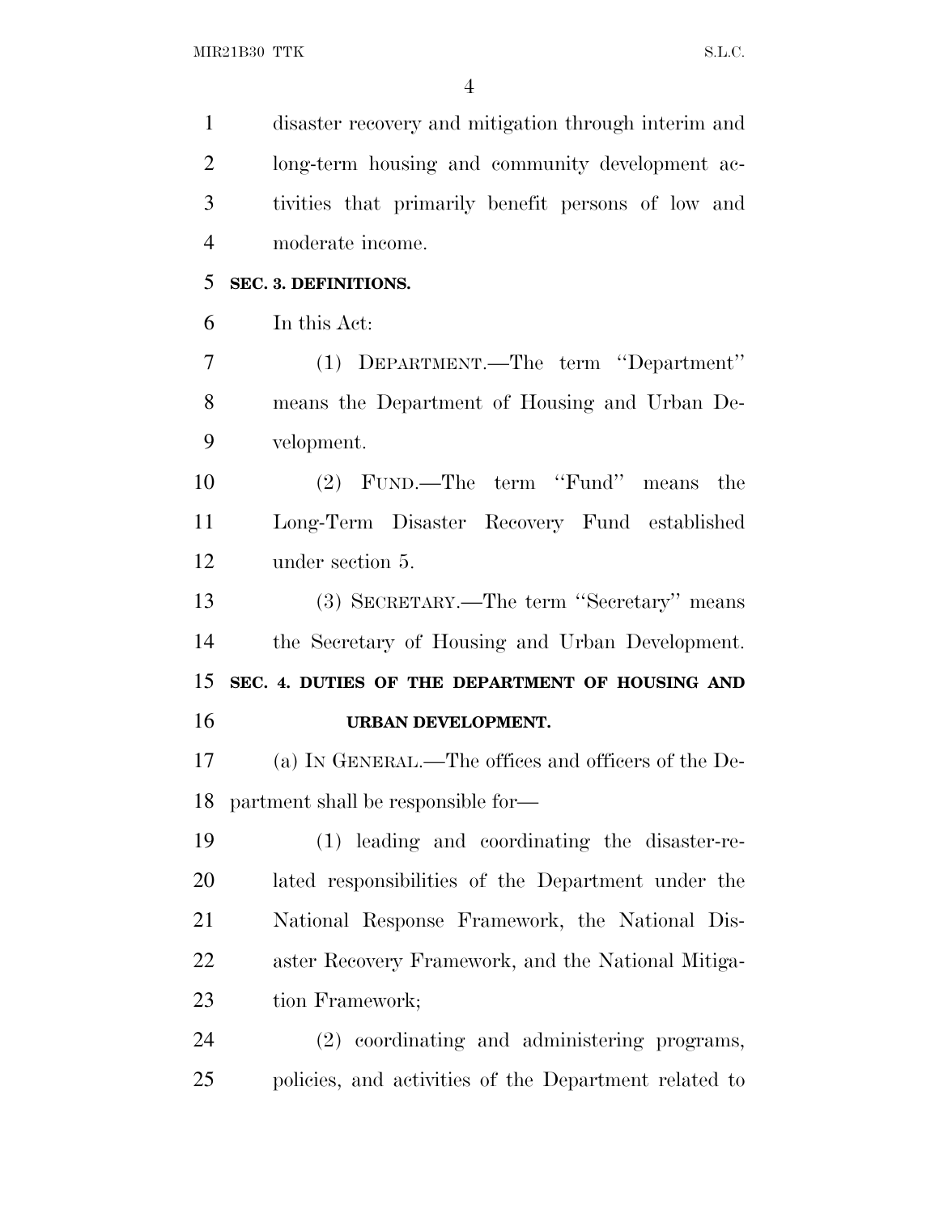disaster recovery and mitigation through interim and long-term housing and community development activities that primarily benefit persons of low and moderate income.

**SEC. 3. DEFINITIONS.**

In this Act:

(1) DEPARTMENT.—The term "Department" means the Department of Housing and Urban Development.

(2) FUND.—The term "Fund" means the Long-Term Disaster Recovery Fund established under section 5.

(3) SECRETARY.—The term "Secretary" means the Secretary of Housing and Urban Development.

**SEC. 4. DUTIES OF THE DEPARTMENT OF HOUSING AND URBAN DEVELOPMENT.**

(a) IN GENERAL.—The offices and officers of the Department shall be responsible for—

(1) leading and coordinating the disaster-related responsibilities of the Department under the National Response Framework, the National Disaster Recovery Framework, and the National Mitigation Framework;

(2) coordinating and administering programs, policies, and activities of the Department related to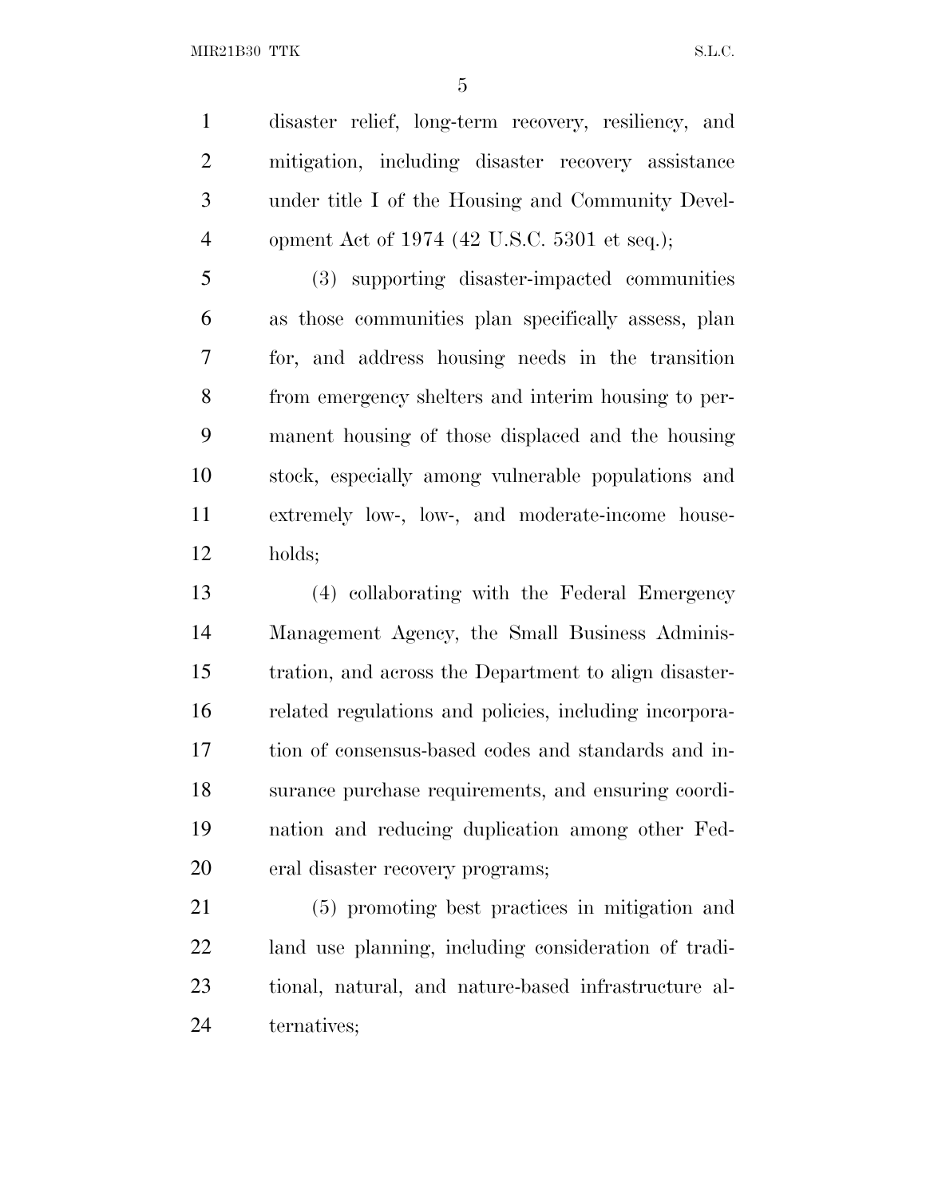disaster relief, long-term recovery, resiliency, and mitigation, including disaster recovery assistance under title I of the Housing and Community Development Act of 1974 (42 U.S.C. 5301 et seq.);

(3) supporting disaster-impacted communities as those communities plan specifically assess, plan for, and address housing needs in the transition from emergency shelters and interim housing to permanent housing of those displaced and the housing stock, especially among vulnerable populations and extremely low-, low-, and moderate-income households;

(4) collaborating with the Federal Emergency Management Agency, the Small Business Administration, and across the Department to align disaster-related regulations and policies, including incorporation of consensus-based codes and standards and insurance purchase requirements, and ensuring coordination and reducing duplication among other Federal disaster recovery programs;

(5) promoting best practices in mitigation and land use planning, including consideration of traditional, natural, and nature-based infrastructure alternatives;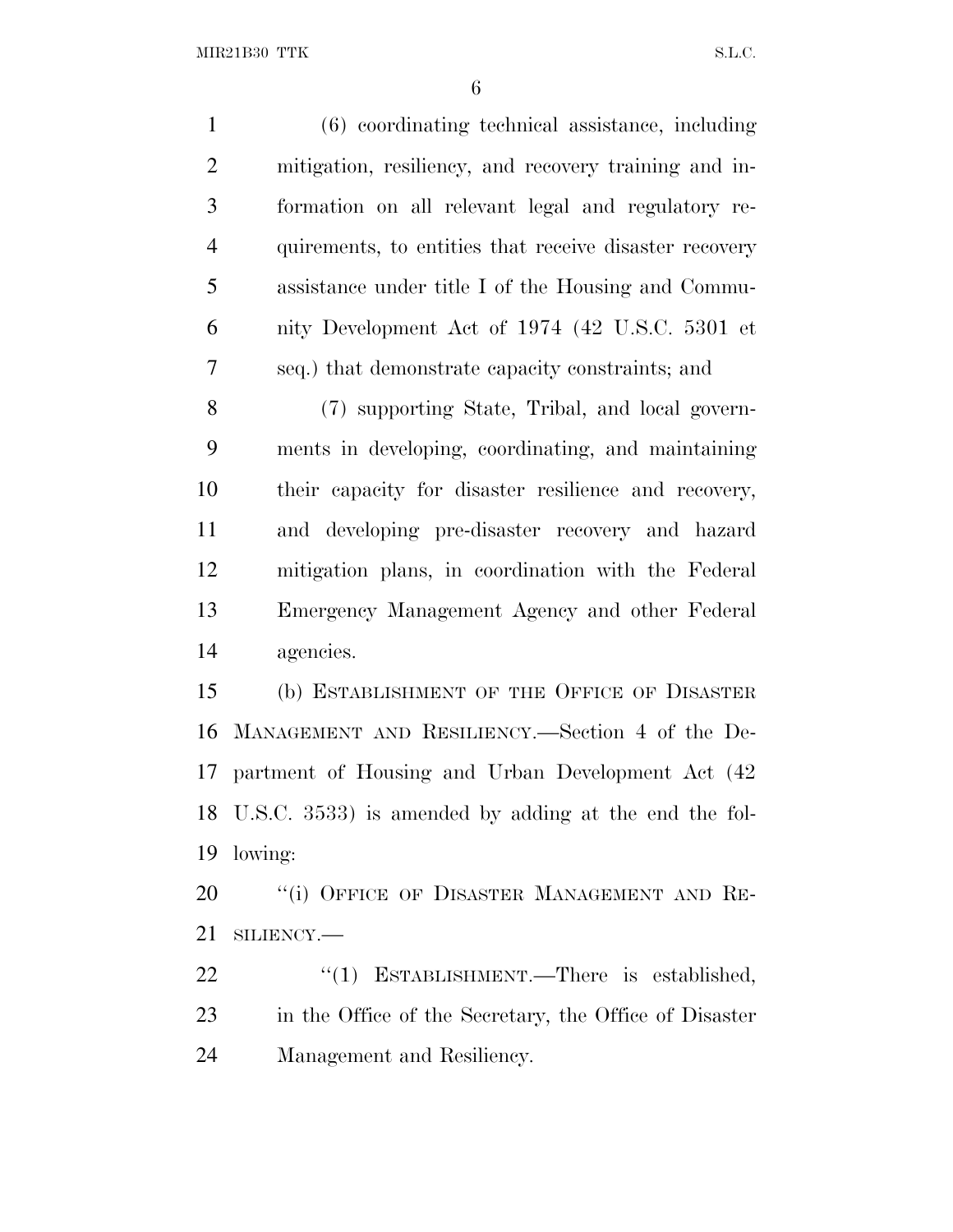(6) coordinating technical assistance, including mitigation, resiliency, and recovery training and information on all relevant legal and regulatory requirements, to entities that receive disaster recovery assistance under title I of the Housing and Community Development Act of 1974 (42 U.S.C. 5301 et seq.) that demonstrate capacity constraints; and

(7) supporting State, Tribal, and local governments in developing, coordinating, and maintaining their capacity for disaster resilience and recovery, and developing pre-disaster recovery and hazard mitigation plans, in coordination with the Federal Emergency Management Agency and other Federal agencies.

(b) ESTABLISHMENT OF THE OFFICE OF DISASTER MANAGEMENT AND RESILIENCY.—Section 4 of the Department of Housing and Urban Development Act (42 U.S.C. 3533) is amended by adding at the end the following:

"(i) OFFICE OF DISASTER MANAGEMENT AND RESILIENCY.—

"(1) ESTABLISHMENT.—There is established, in the Office of the Secretary, the Office of Disaster Management and Resiliency.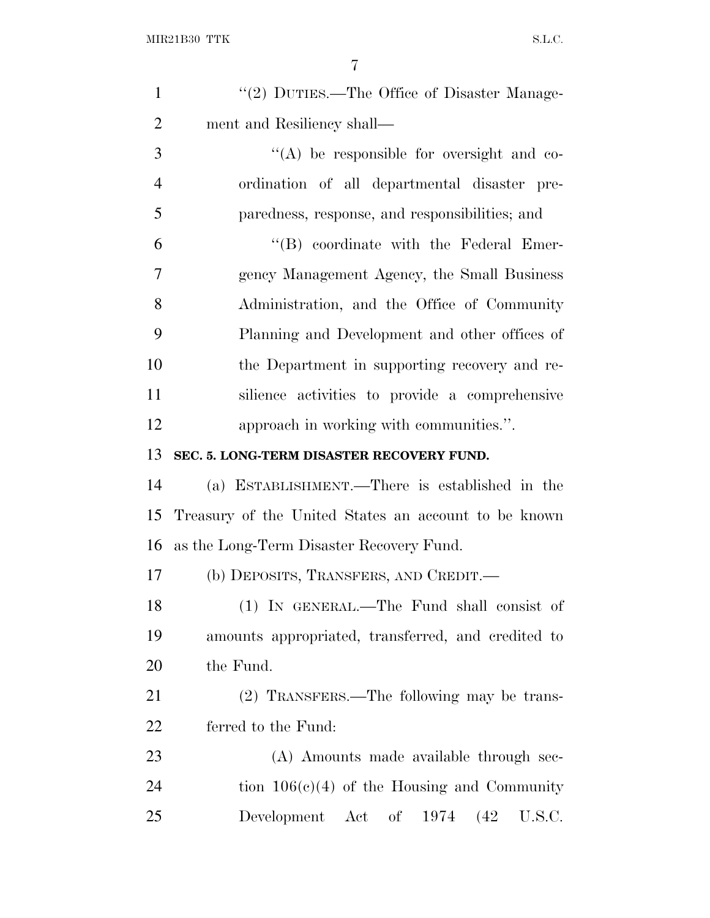"(2) DUTIES.—The Office of Disaster Management and Resiliency shall—

"(A) be responsible for oversight and coordination of all departmental disaster preparedness, response, and responsibilities; and

"(B) coordinate with the Federal Emergency Management Agency, the Small Business Administration, and the Office of Community Planning and Development and other offices of the Department in supporting recovery and resilience activities to provide a comprehensive approach in working with communities.".

**SEC. 5. LONG-TERM DISASTER RECOVERY FUND.**

(a) ESTABLISHMENT.—There is established in the Treasury of the United States an account to be known as the Long-Term Disaster Recovery Fund.

(b) DEPOSITS, TRANSFERS, AND CREDIT.—

(1) IN GENERAL.—The Fund shall consist of amounts appropriated, transferred, and credited to the Fund.

(2) TRANSFERS.—The following may be transferred to the Fund:

(A) Amounts made available through section 106(c)(4) of the Housing and Community Development Act of 1974 (42 U.S.C.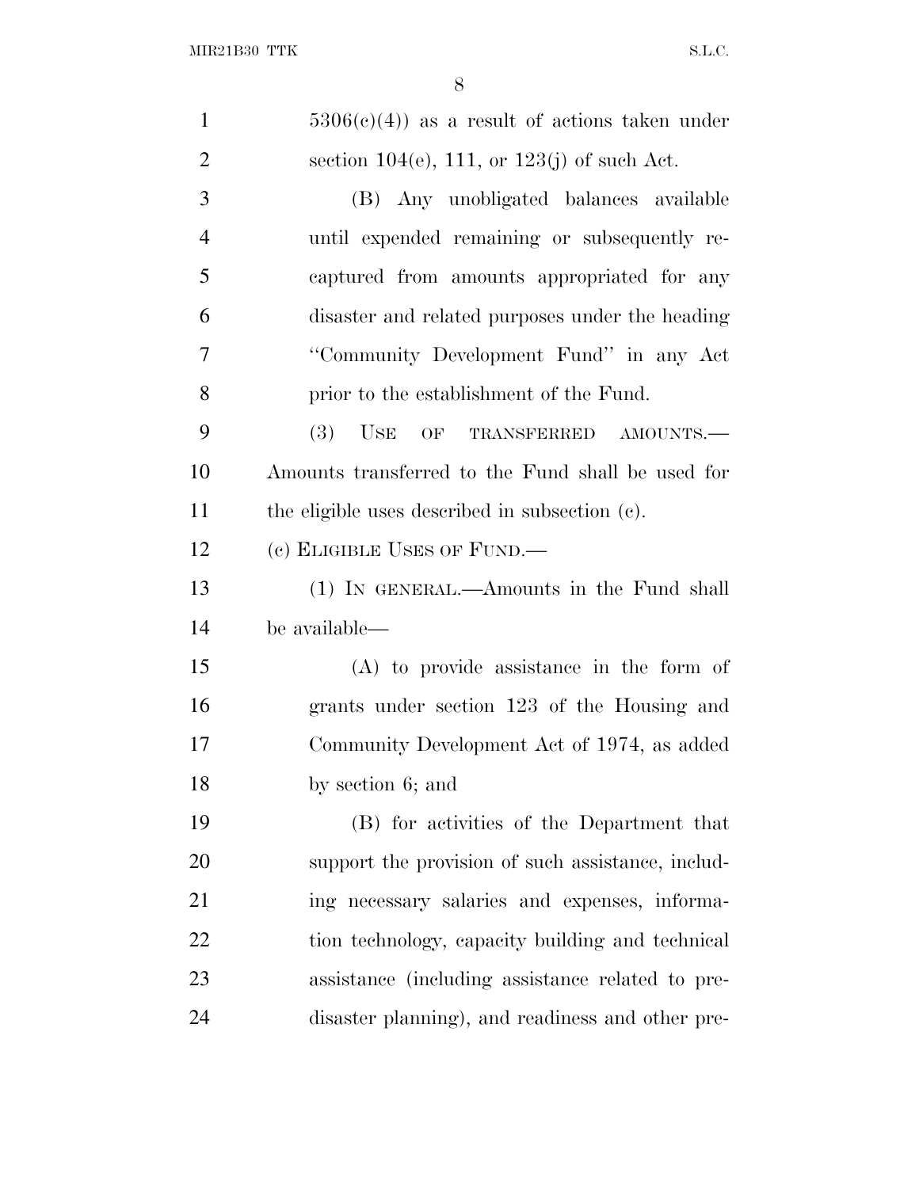5306(c)(4)) as a result of actions taken under section 104(e), 111, or 123(j) of such Act.

(B) Any unobligated balances available until expended remaining or subsequently recaptured from amounts appropriated for any disaster and related purposes under the heading ''Community Development Fund'' in any Act prior to the establishment of the Fund.

(3) USE OF TRANSFERRED AMOUNTS.—Amounts transferred to the Fund shall be used for the eligible uses described in subsection (c).

(c) ELIGIBLE USES OF FUND.—

(1) IN GENERAL.—Amounts in the Fund shall be available—

(A) to provide assistance in the form of grants under section 123 of the Housing and Community Development Act of 1974, as added by section 6; and

(B) for activities of the Department that support the provision of such assistance, including necessary salaries and expenses, information technology, capacity building and technical assistance (including assistance related to predisaster planning), and readiness and other pre-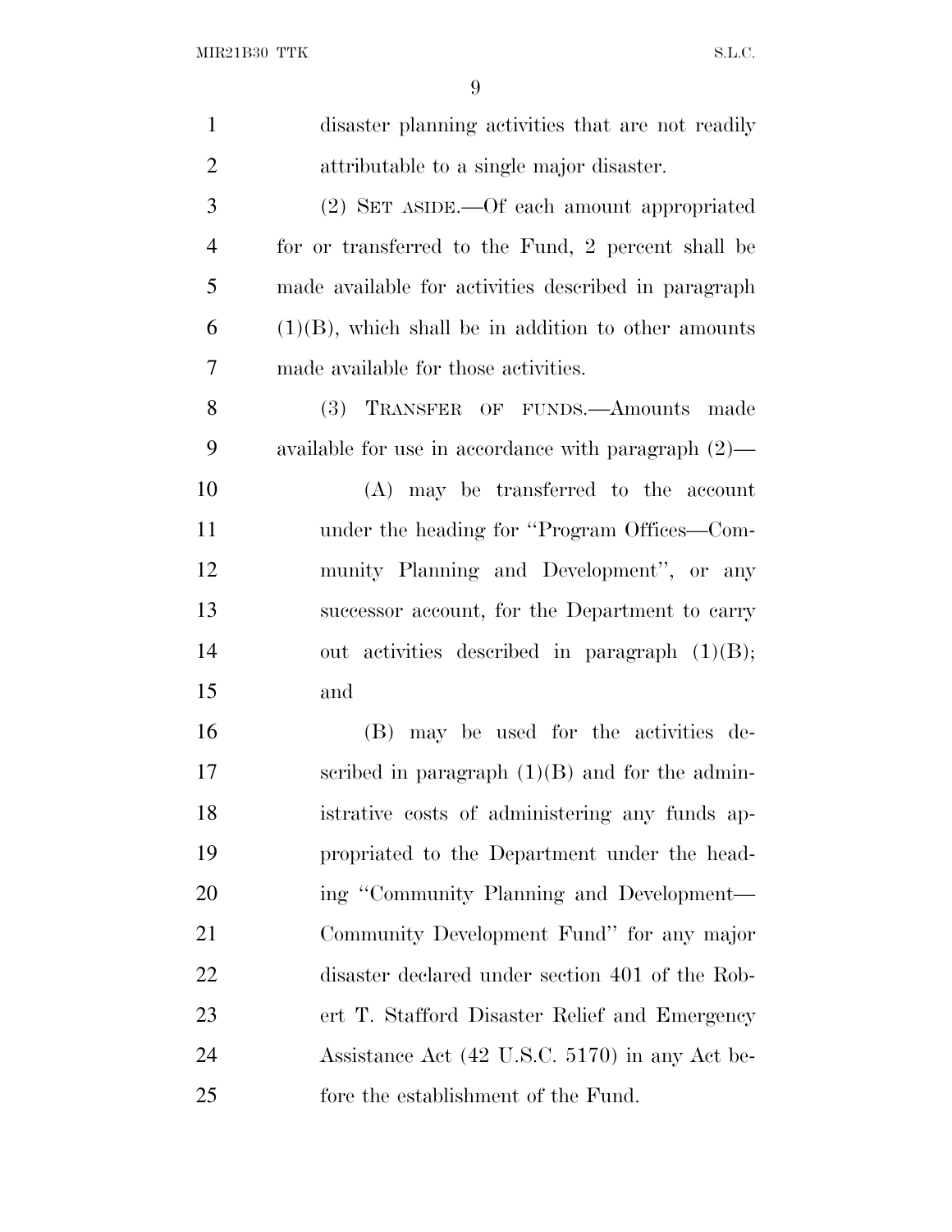disaster planning activities that are not readily attributable to a single major disaster.

(2) SET ASIDE.—Of each amount appropriated for or transferred to the Fund, 2 percent shall be made available for activities described in paragraph (1)(B), which shall be in addition to other amounts made available for those activities.

(3) TRANSFER OF FUNDS.—Amounts made available for use in accordance with paragraph (2)—

(A) may be transferred to the account under the heading for ''Program Offices—Community Planning and Development'', or any successor account, for the Department to carry out activities described in paragraph (1)(B); and

(B) may be used for the activities described in paragraph (1)(B) and for the administrative costs of administering any funds appropriated to the Department under the heading ''Community Planning and Development—Community Development Fund'' for any major disaster declared under section 401 of the Robert T. Stafford Disaster Relief and Emergency Assistance Act (42 U.S.C. 5170) in any Act before the establishment of the Fund.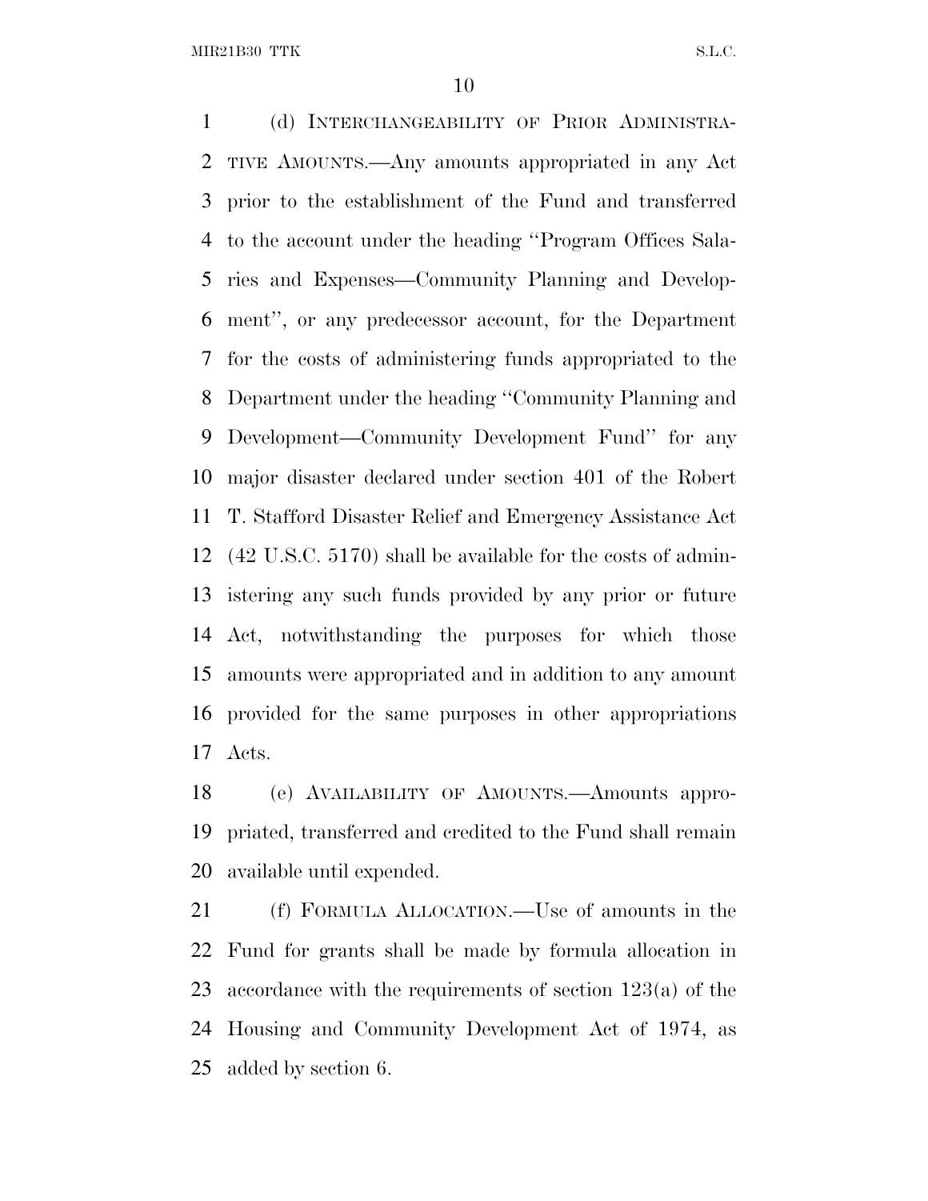(d) INTERCHANGEABILITY OF PRIOR ADMINISTRATIVE AMOUNTS.—Any amounts appropriated in any Act prior to the establishment of the Fund and transferred to the account under the heading ''Program Offices Salaries and Expenses—Community Planning and Development'', or any predecessor account, for the Department for the costs of administering funds appropriated to the Department under the heading ''Community Planning and Development—Community Development Fund'' for any major disaster declared under section 401 of the Robert T. Stafford Disaster Relief and Emergency Assistance Act (42 U.S.C. 5170) shall be available for the costs of administering any such funds provided by any prior or future Act, notwithstanding the purposes for which those amounts were appropriated and in addition to any amount provided for the same purposes in other appropriations Acts.

(e) AVAILABILITY OF AMOUNTS.—Amounts appropriated, transferred and credited to the Fund shall remain available until expended.

(f) FORMULA ALLOCATION.—Use of amounts in the Fund for grants shall be made by formula allocation in accordance with the requirements of section 123(a) of the Housing and Community Development Act of 1974, as added by section 6.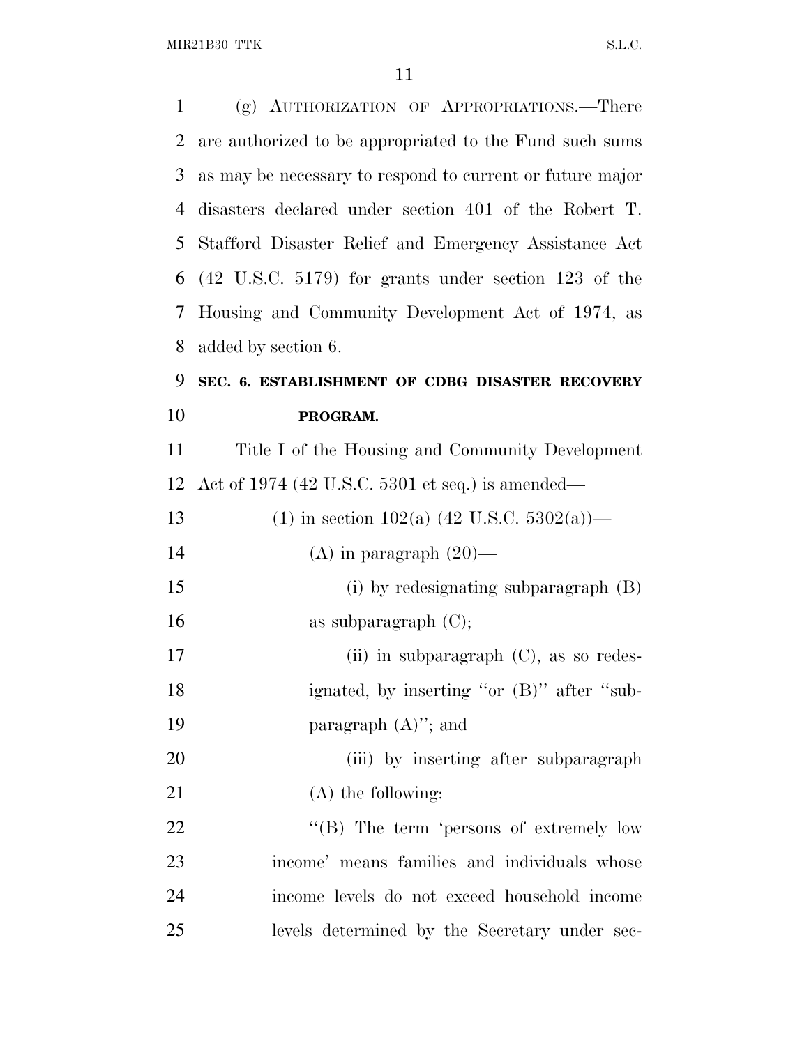(g) AUTHORIZATION OF APPROPRIATIONS.—There are authorized to be appropriated to the Fund such sums as may be necessary to respond to current or future major disasters declared under section 401 of the Robert T. Stafford Disaster Relief and Emergency Assistance Act (42 U.S.C. 5179) for grants under section 123 of the Housing and Community Development Act of 1974, as added by section 6.

**SEC. 6. ESTABLISHMENT OF CDBG DISASTER RECOVERY PROGRAM.**

Title I of the Housing and Community Development Act of 1974 (42 U.S.C. 5301 et seq.) is amended—

(1) in section 102(a) (42 U.S.C. 5302(a))—

(A) in paragraph (20)—

(i) by redesignating subparagraph (B) as subparagraph (C);

(ii) in subparagraph (C), as so redesignated, by inserting ''or (B)'' after ''subparagraph (A)''; and

(iii) by inserting after subparagraph (A) the following:

''(B) The term 'persons of extremely low income' means families and individuals whose income levels do not exceed household income levels determined by the Secretary under sec-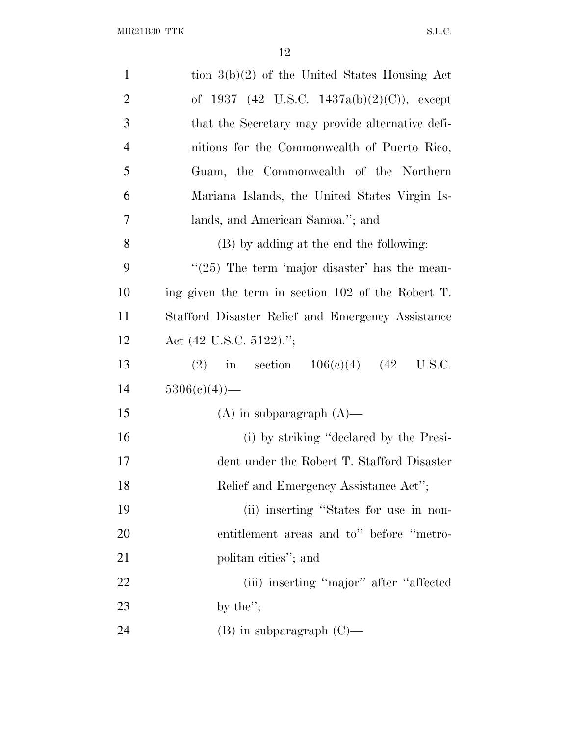tion 3(b)(2) of the United States Housing Act of 1937 (42 U.S.C. 1437a(b)(2)(C)), except that the Secretary may provide alternative definitions for the Commonwealth of Puerto Rico, Guam, the Commonwealth of the Northern Mariana Islands, the United States Virgin Islands, and American Samoa.''; and

(B) by adding at the end the following:

''(25) The term 'major disaster' has the meaning given the term in section 102 of the Robert T. Stafford Disaster Relief and Emergency Assistance Act (42 U.S.C. 5122).'';

(2) in section 106(c)(4) (42 U.S.C. 5306(c)(4))—

(A) in subparagraph (A)—

(i) by striking ''declared by the President under the Robert T. Stafford Disaster Relief and Emergency Assistance Act'';

(ii) inserting ''States for use in nonentitlement areas and to'' before ''metropolitan cities''; and

(iii) inserting ''major'' after ''affected by the'';

(B) in subparagraph (C)—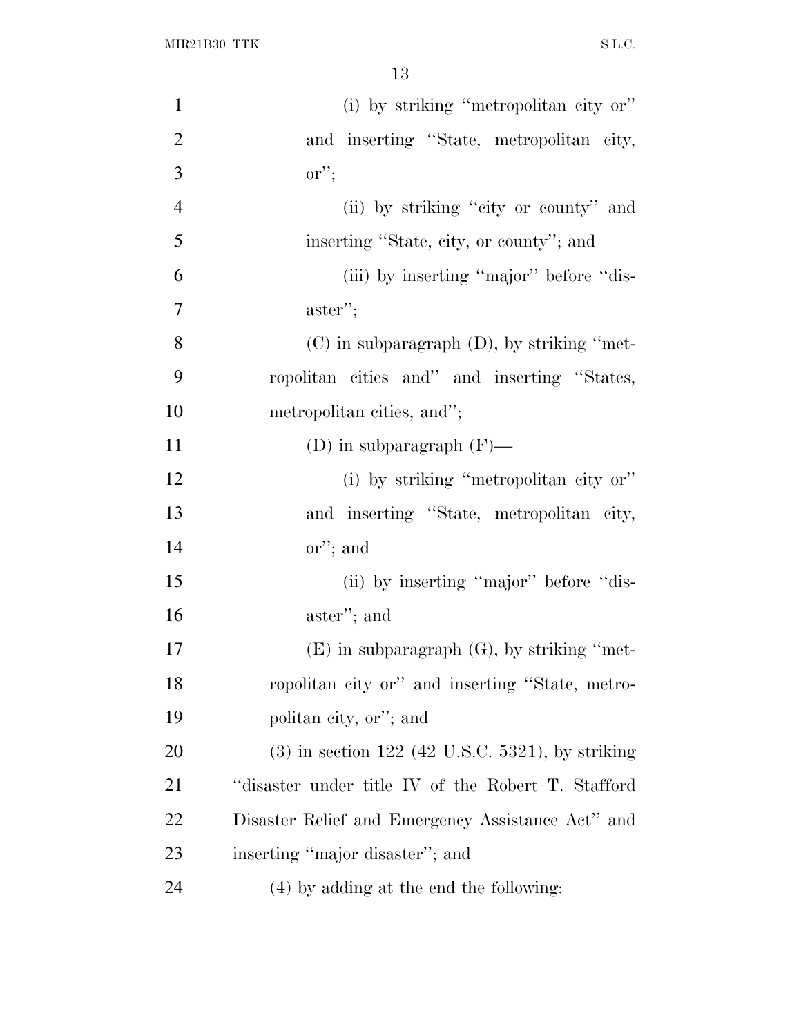(i) by striking "metropolitan city or" and inserting "State, metropolitan city, or";

(ii) by striking "city or county" and inserting "State, city, or county"; and

(iii) by inserting "major" before "disaster";

(C) in subparagraph (D), by striking "metropolitan cities and" and inserting "States, metropolitan cities, and";

(D) in subparagraph (F)—

(i) by striking "metropolitan city or" and inserting "State, metropolitan city, or"; and

(ii) by inserting "major" before "disaster"; and

(E) in subparagraph (G), by striking "metropolitan city or" and inserting "State, metropolitan city, or"; and

(3) in section 122 (42 U.S.C. 5321), by striking "disaster under title IV of the Robert T. Stafford Disaster Relief and Emergency Assistance Act" and inserting "major disaster"; and

(4) by adding at the end the following: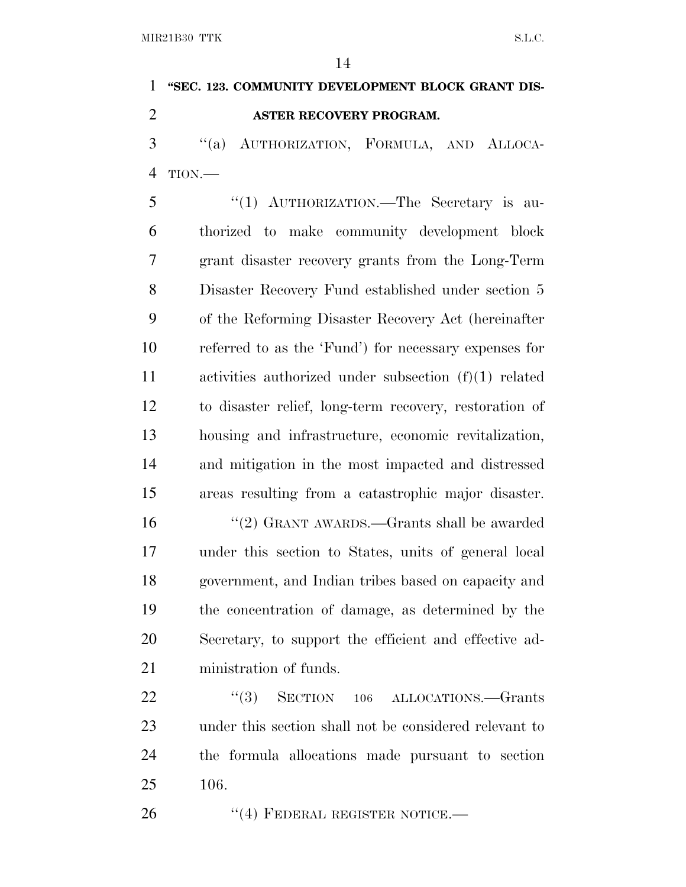**"SEC. 123. COMMUNITY DEVELOPMENT BLOCK GRANT DISASTER RECOVERY PROGRAM.**

"(a) AUTHORIZATION, FORMULA, AND ALLOCATION.—

"(1) AUTHORIZATION.—The Secretary is authorized to make community development block grant disaster recovery grants from the Long-Term Disaster Recovery Fund established under section 5 of the Reforming Disaster Recovery Act (hereinafter referred to as the 'Fund') for necessary expenses for activities authorized under subsection (f)(1) related to disaster relief, long-term recovery, restoration of housing and infrastructure, economic revitalization, and mitigation in the most impacted and distressed areas resulting from a catastrophic major disaster.

"(2) GRANT AWARDS.—Grants shall be awarded under this section to States, units of general local government, and Indian tribes based on capacity and the concentration of damage, as determined by the Secretary, to support the efficient and effective administration of funds.

"(3) SECTION 106 ALLOCATIONS.—Grants under this section shall not be considered relevant to the formula allocations made pursuant to section 106.

"(4) FEDERAL REGISTER NOTICE.—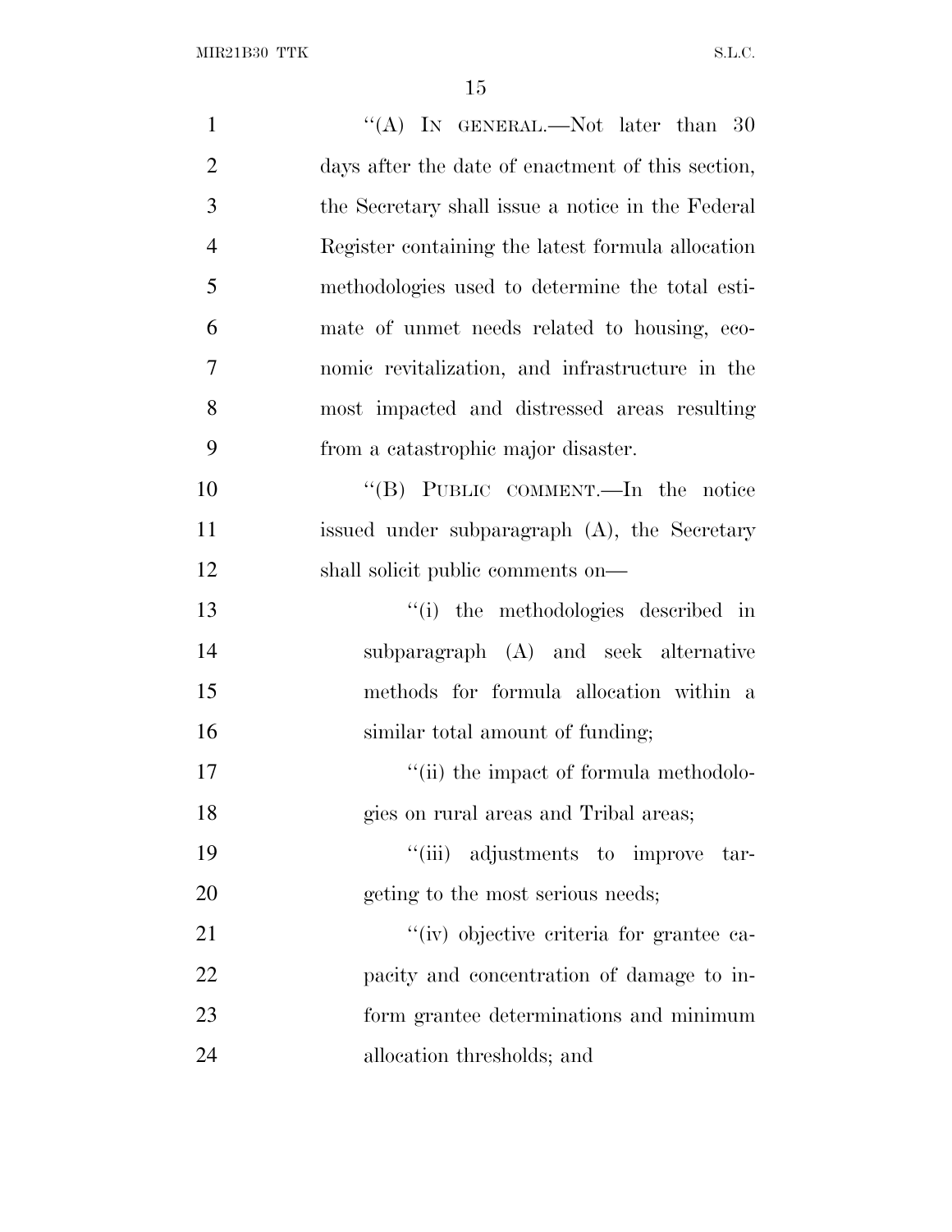''(A) IN GENERAL.—Not later than 30 days after the date of enactment of this section, the Secretary shall issue a notice in the Federal Register containing the latest formula allocation methodologies used to determine the total estimate of unmet needs related to housing, economic revitalization, and infrastructure in the most impacted and distressed areas resulting from a catastrophic major disaster.

''(B) PUBLIC COMMENT.—In the notice issued under subparagraph (A), the Secretary shall solicit public comments on—

''(i) the methodologies described in subparagraph (A) and seek alternative methods for formula allocation within a similar total amount of funding;

''(ii) the impact of formula methodologies on rural areas and Tribal areas;

''(iii) adjustments to improve targeting to the most serious needs;

''(iv) objective criteria for grantee capacity and concentration of damage to inform grantee determinations and minimum allocation thresholds; and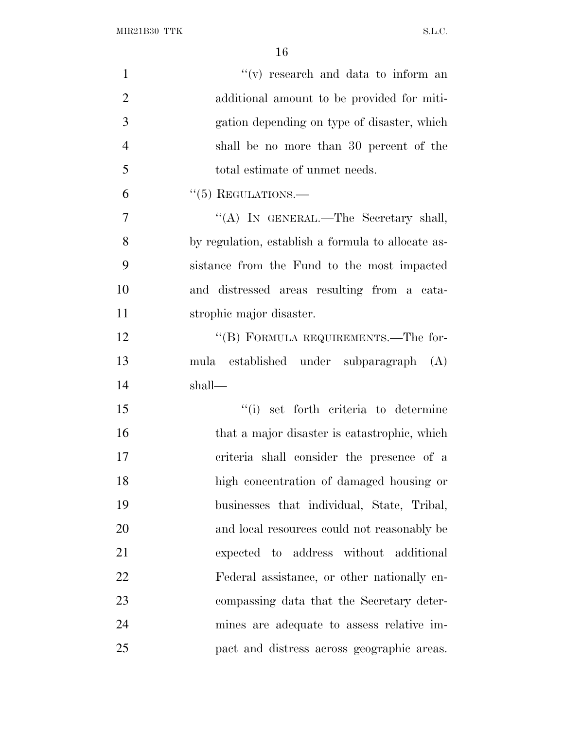"(v) research and data to inform an additional amount to be provided for mitigation depending on type of disaster, which shall be no more than 30 percent of the total estimate of unmet needs.

"(5) REGULATIONS.—

"(A) IN GENERAL.—The Secretary shall, by regulation, establish a formula to allocate assistance from the Fund to the most impacted and distressed areas resulting from a catastrophic major disaster.

"(B) FORMULA REQUIREMENTS.—The formula established under subparagraph (A) shall—

"(i) set forth criteria to determine that a major disaster is catastrophic, which criteria shall consider the presence of a high concentration of damaged housing or businesses that individual, State, Tribal, and local resources could not reasonably be expected to address without additional Federal assistance, or other nationally encompassing data that the Secretary determines are adequate to assess relative impact and distress across geographic areas.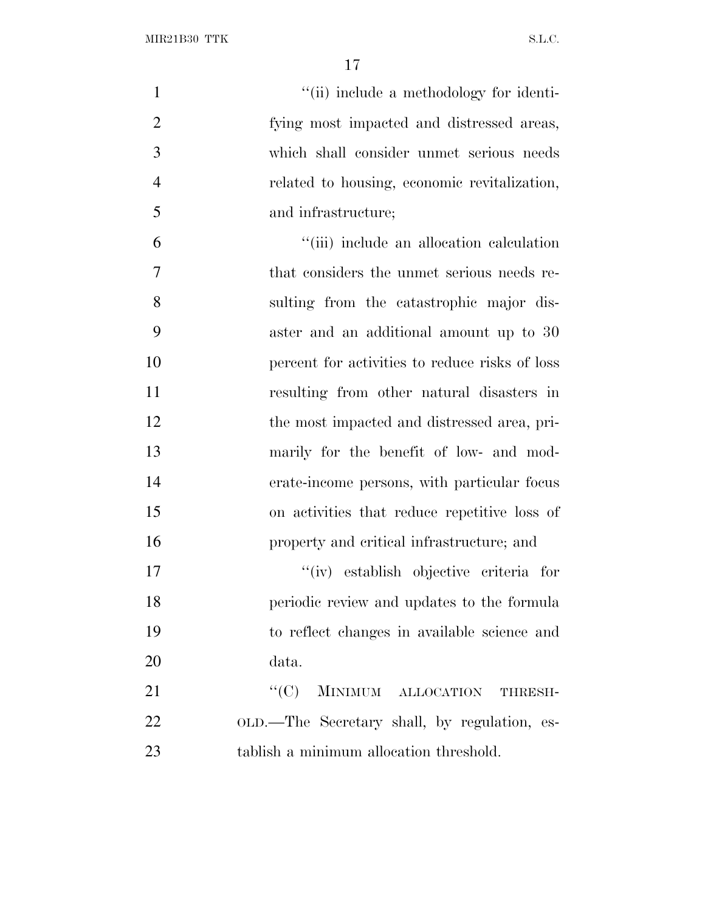"(ii) include a methodology for identifying most impacted and distressed areas, which shall consider unmet serious needs related to housing, economic revitalization, and infrastructure;

"(iii) include an allocation calculation that considers the unmet serious needs resulting from the catastrophic major disaster and an additional amount up to 30 percent for activities to reduce risks of loss resulting from other natural disasters in the most impacted and distressed area, primarily for the benefit of low- and moderate-income persons, with particular focus on activities that reduce repetitive loss of property and critical infrastructure; and

"(iv) establish objective criteria for periodic review and updates to the formula to reflect changes in available science and data.

"(C) MINIMUM ALLOCATION THRESHOLD.—The Secretary shall, by regulation, establish a minimum allocation threshold.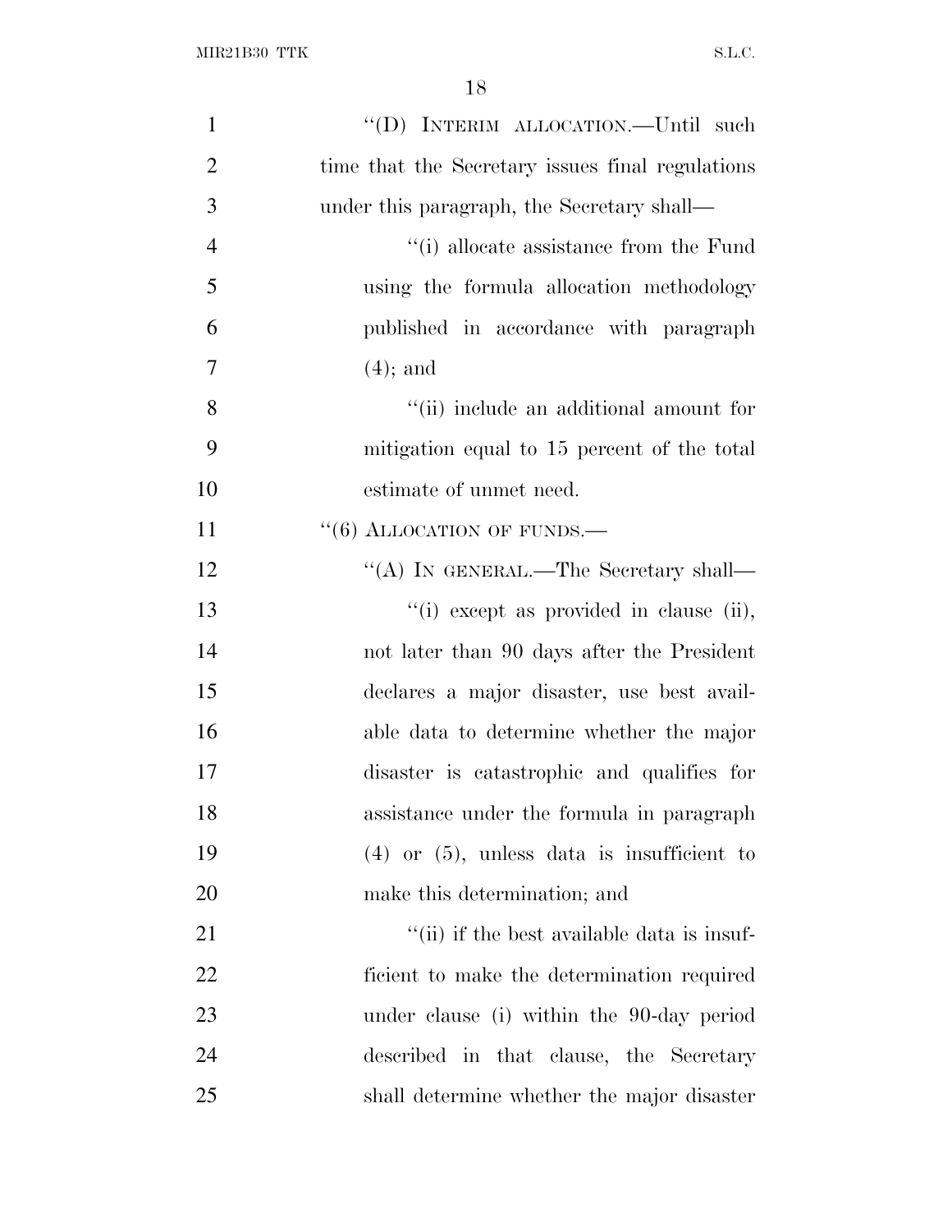"(D) INTERIM ALLOCATION.—Until such time that the Secretary issues final regulations under this paragraph, the Secretary shall—

"(i) allocate assistance from the Fund using the formula allocation methodology published in accordance with paragraph (4); and

"(ii) include an additional amount for mitigation equal to 15 percent of the total estimate of unmet need.

"(6) ALLOCATION OF FUNDS.—

"(A) IN GENERAL.—The Secretary shall—

"(i) except as provided in clause (ii), not later than 90 days after the President declares a major disaster, use best available data to determine whether the major disaster is catastrophic and qualifies for assistance under the formula in paragraph (4) or (5), unless data is insufficient to make this determination; and

"(ii) if the best available data is insufficient to make the determination required under clause (i) within the 90-day period described in that clause, the Secretary shall determine whether the major disaster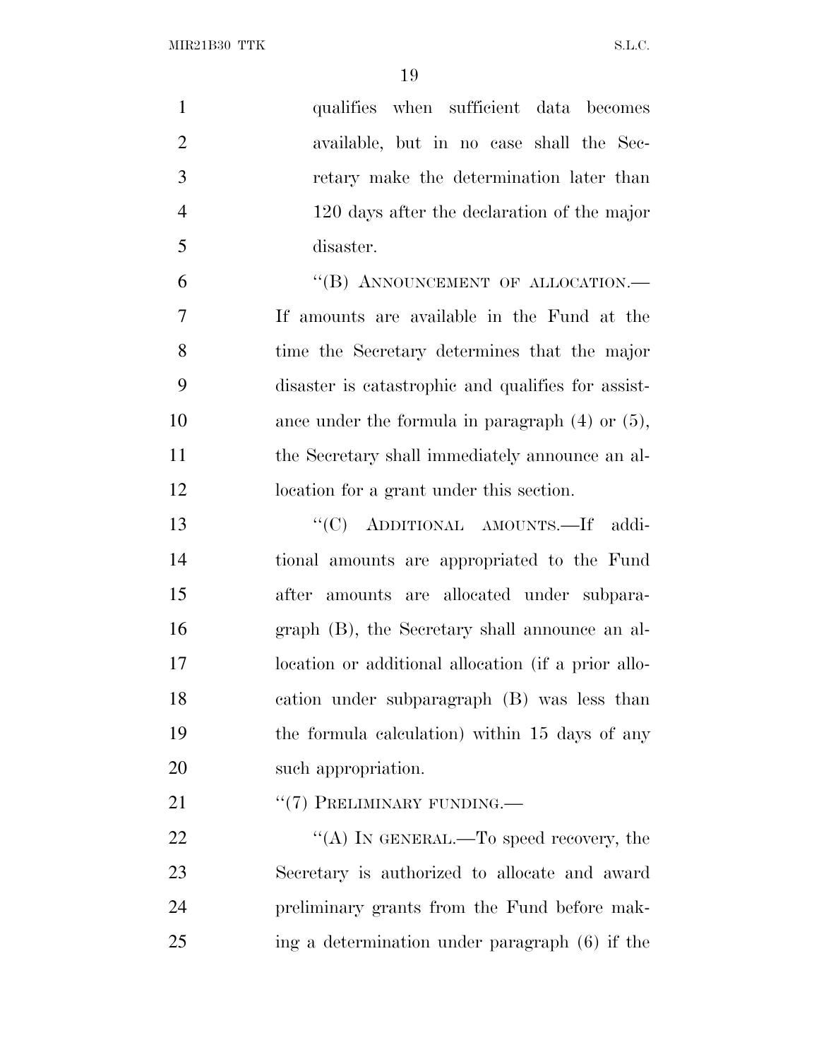qualifies when sufficient data becomes available, but in no case shall the Secretary make the determination later than 120 days after the declaration of the major disaster.

"(B) ANNOUNCEMENT OF ALLOCATION.—If amounts are available in the Fund at the time the Secretary determines that the major disaster is catastrophic and qualifies for assistance under the formula in paragraph (4) or (5), the Secretary shall immediately announce an allocation for a grant under this section.

"(C) ADDITIONAL AMOUNTS.—If additional amounts are appropriated to the Fund after amounts are allocated under subparagraph (B), the Secretary shall announce an allocation or additional allocation (if a prior allocation under subparagraph (B) was less than the formula calculation) within 15 days of any such appropriation.

"(7) PRELIMINARY FUNDING.—

"(A) IN GENERAL.—To speed recovery, the Secretary is authorized to allocate and award preliminary grants from the Fund before making a determination under paragraph (6) if the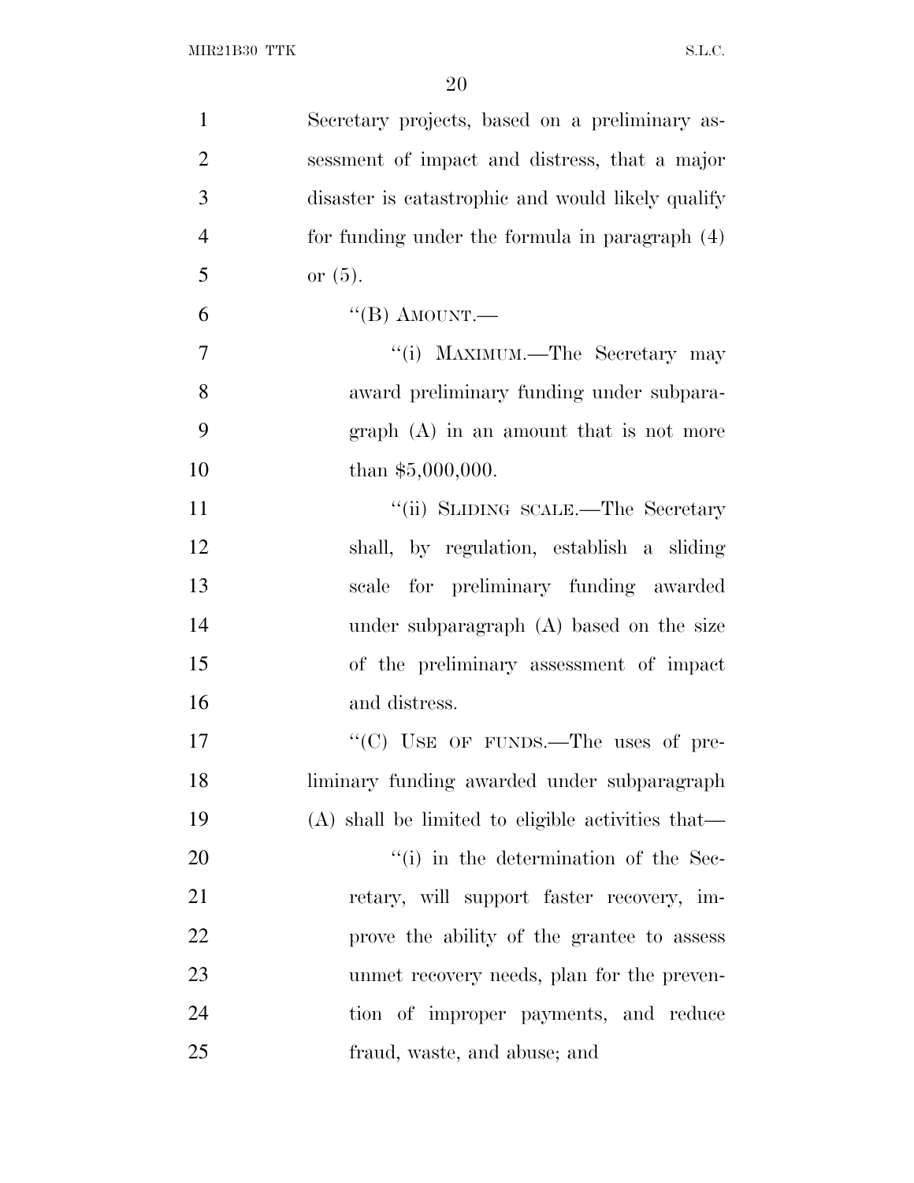Secretary projects, based on a preliminary assessment of impact and distress, that a major disaster is catastrophic and would likely qualify for funding under the formula in paragraph (4) or (5).

"(B) AMOUNT.—

"(i) MAXIMUM.—The Secretary may award preliminary funding under subparagraph (A) in an amount that is not more than $5,000,000.

"(ii) SLIDING SCALE.—The Secretary shall, by regulation, establish a sliding scale for preliminary funding awarded under subparagraph (A) based on the size of the preliminary assessment of impact and distress.

"(C) USE OF FUNDS.—The uses of preliminary funding awarded under subparagraph (A) shall be limited to eligible activities that—

"(i) in the determination of the Secretary, will support faster recovery, improve the ability of the grantee to assess unmet recovery needs, plan for the prevention of improper payments, and reduce fraud, waste, and abuse; and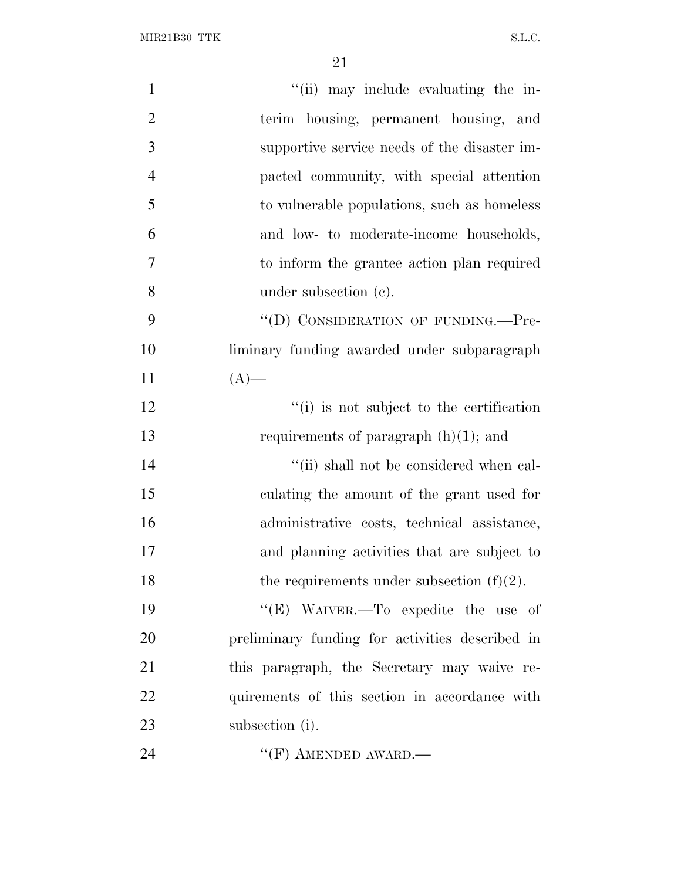"(ii) may include evaluating the interim housing, permanent housing, and supportive service needs of the disaster impacted community, with special attention to vulnerable populations, such as homeless and low- to moderate-income households, to inform the grantee action plan required under subsection (c).

"(D) CONSIDERATION OF FUNDING.—Preliminary funding awarded under subparagraph (A)—

"(i) is not subject to the certification requirements of paragraph (h)(1); and

"(ii) shall not be considered when calculating the amount of the grant used for administrative costs, technical assistance, and planning activities that are subject to the requirements under subsection (f)(2).

"(E) WAIVER.—To expedite the use of preliminary funding for activities described in this paragraph, the Secretary may waive requirements of this section in accordance with subsection (i).

"(F) AMENDED AWARD.—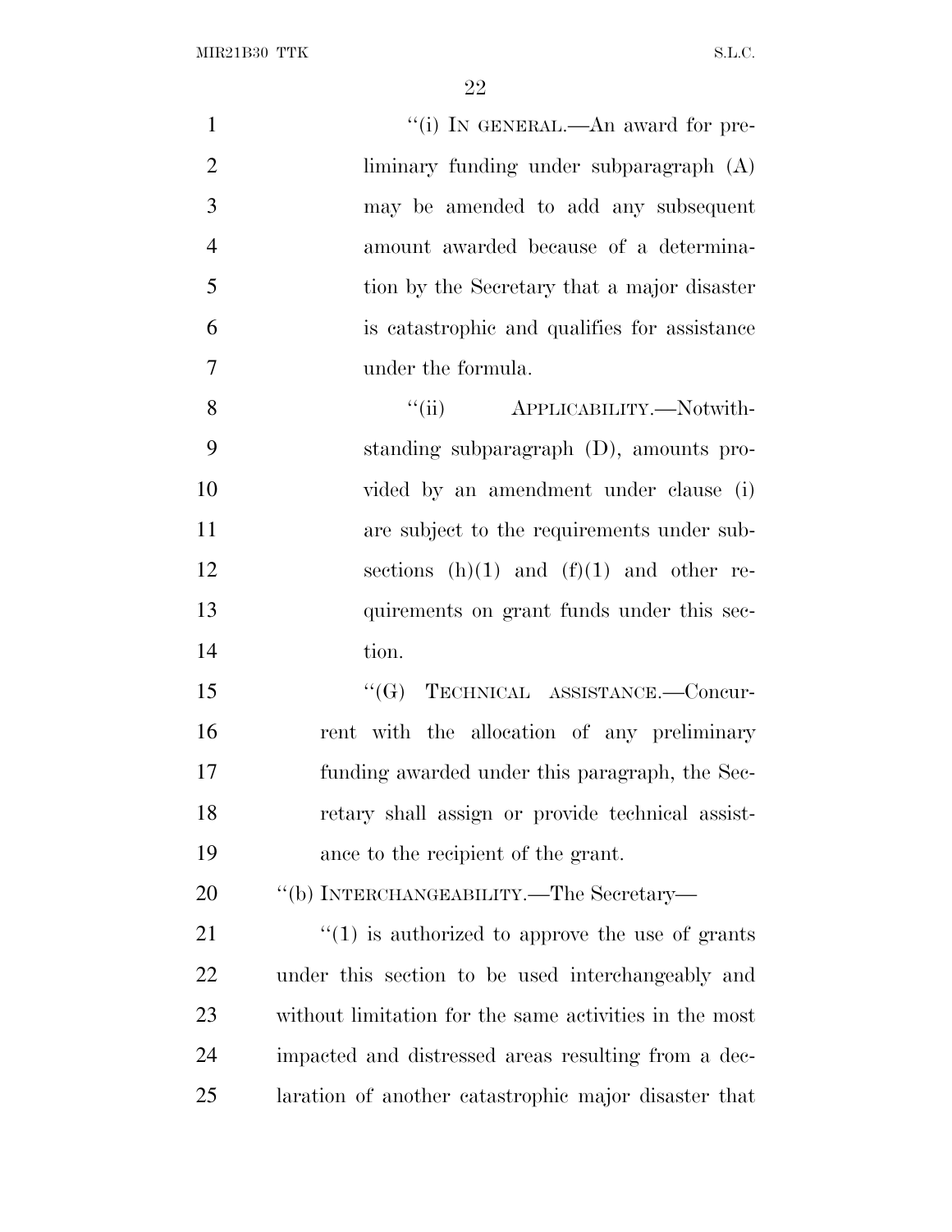"(i) IN GENERAL.—An award for preliminary funding under subparagraph (A) may be amended to add any subsequent amount awarded because of a determination by the Secretary that a major disaster is catastrophic and qualifies for assistance under the formula.

"(ii) APPLICABILITY.—Notwithstanding subparagraph (D), amounts provided by an amendment under clause (i) are subject to the requirements under subsections (h)(1) and (f)(1) and other requirements on grant funds under this section.

"(G) TECHNICAL ASSISTANCE.—Concurrent with the allocation of any preliminary funding awarded under this paragraph, the Secretary shall assign or provide technical assistance to the recipient of the grant.

"(b) INTERCHANGEABILITY.—The Secretary—

"(1) is authorized to approve the use of grants under this section to be used interchangeably and without limitation for the same activities in the most impacted and distressed areas resulting from a declaration of another catastrophic major disaster that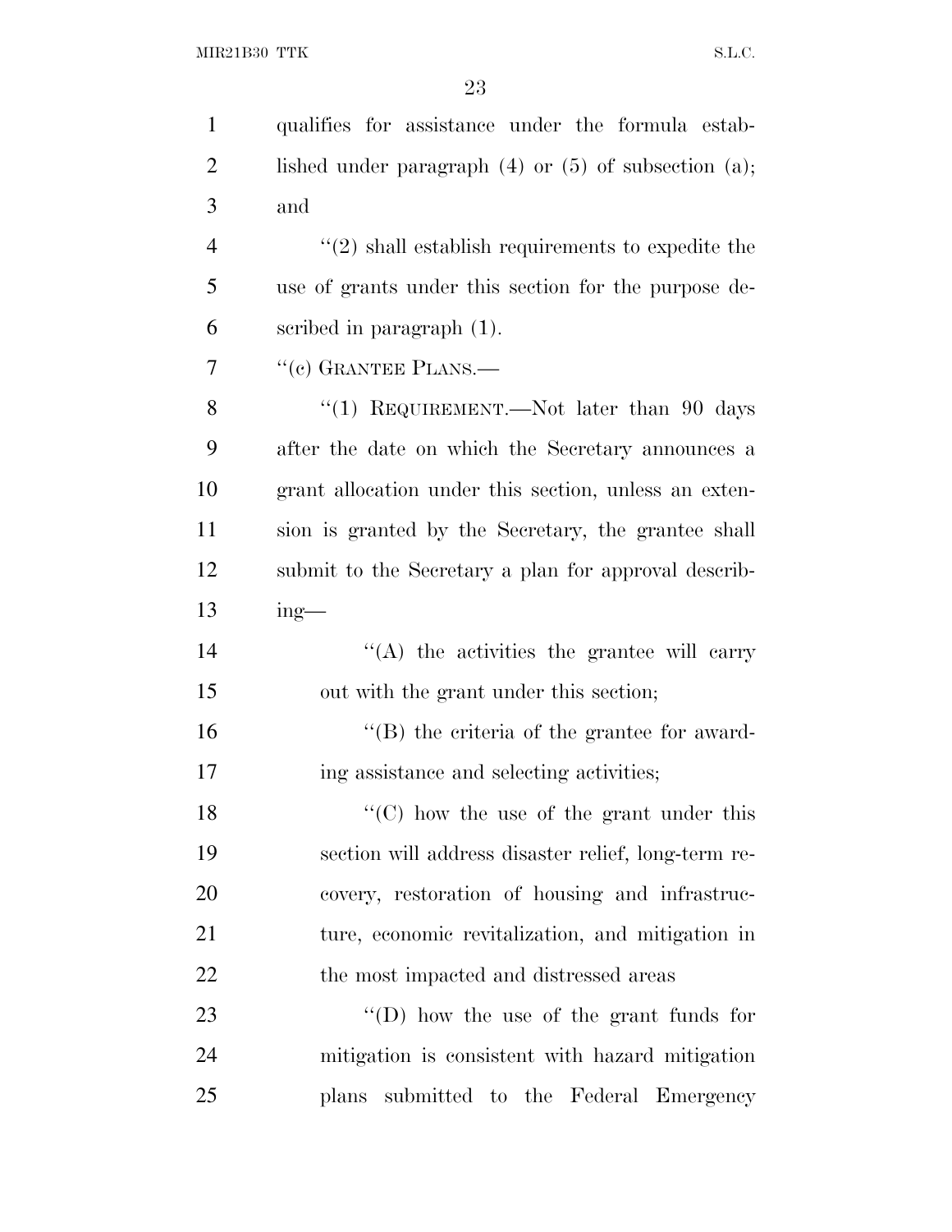qualifies for assistance under the formula established under paragraph (4) or (5) of subsection (a); and

''(2) shall establish requirements to expedite the use of grants under this section for the purpose described in paragraph (1).

''(c) GRANTEE PLANS.—

''(1) REQUIREMENT.—Not later than 90 days after the date on which the Secretary announces a grant allocation under this section, unless an extension is granted by the Secretary, the grantee shall submit to the Secretary a plan for approval describing—

''(A) the activities the grantee will carry out with the grant under this section;

''(B) the criteria of the grantee for awarding assistance and selecting activities;

''(C) how the use of the grant under this section will address disaster relief, long-term recovery, restoration of housing and infrastructure, economic revitalization, and mitigation in the most impacted and distressed areas

''(D) how the use of the grant funds for mitigation is consistent with hazard mitigation plans submitted to the Federal Emergency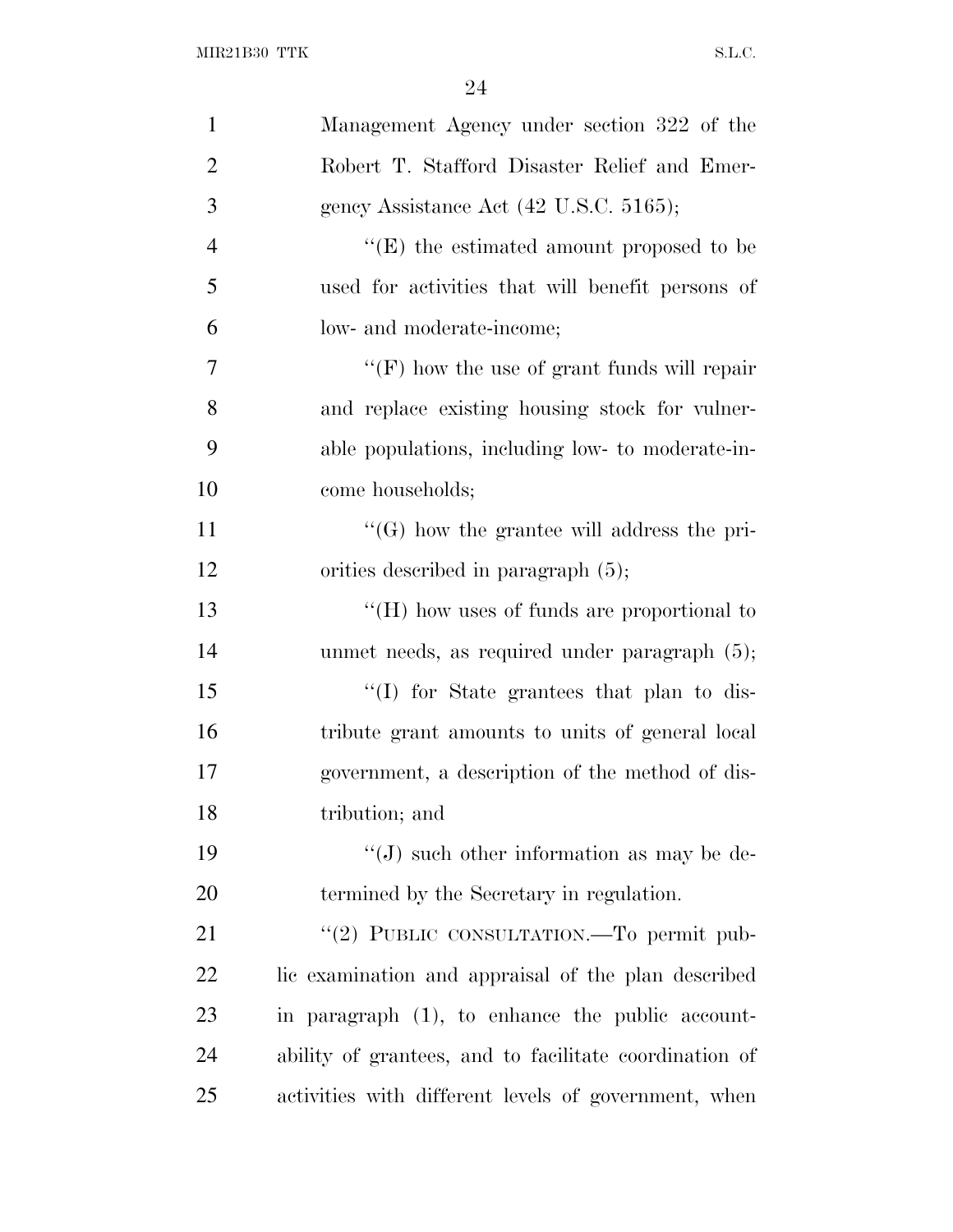Management Agency under section 322 of the Robert T. Stafford Disaster Relief and Emergency Assistance Act (42 U.S.C. 5165);

"(E) the estimated amount proposed to be used for activities that will benefit persons of low- and moderate-income;

"(F) how the use of grant funds will repair and replace existing housing stock for vulnerable populations, including low- to moderate-income households;

"(G) how the grantee will address the priorities described in paragraph (5);

"(H) how uses of funds are proportional to unmet needs, as required under paragraph (5);

"(I) for State grantees that plan to distribute grant amounts to units of general local government, a description of the method of distribution; and

"(J) such other information as may be determined by the Secretary in regulation.

"(2) PUBLIC CONSULTATION.—To permit public examination and appraisal of the plan described in paragraph (1), to enhance the public accountability of grantees, and to facilitate coordination of activities with different levels of government, when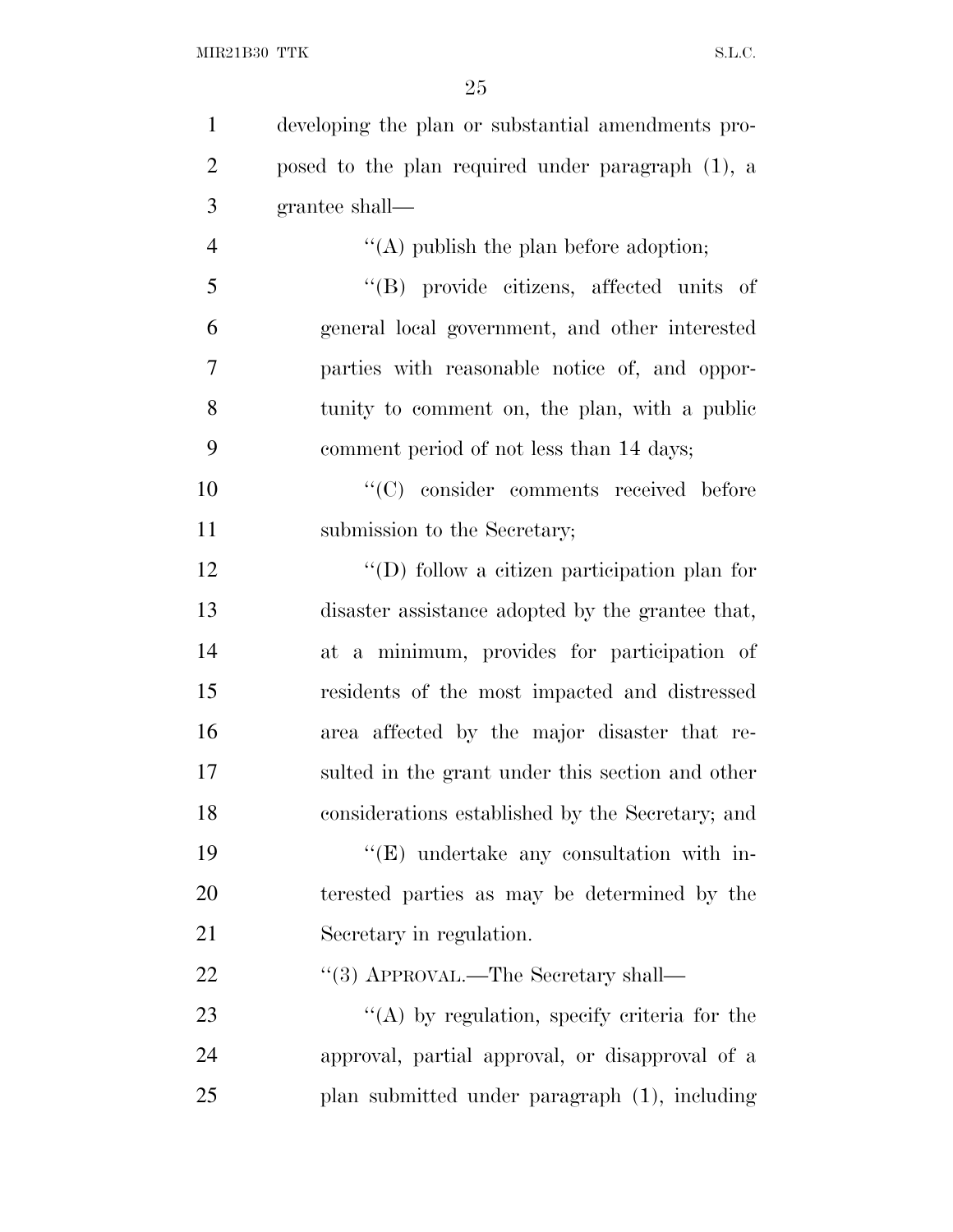developing the plan or substantial amendments proposed to the plan required under paragraph (1), a grantee shall—

''(A) publish the plan before adoption;

''(B) provide citizens, affected units of general local government, and other interested parties with reasonable notice of, and opportunity to comment on, the plan, with a public comment period of not less than 14 days;

''(C) consider comments received before submission to the Secretary;

''(D) follow a citizen participation plan for disaster assistance adopted by the grantee that, at a minimum, provides for participation of residents of the most impacted and distressed area affected by the major disaster that resulted in the grant under this section and other considerations established by the Secretary; and

''(E) undertake any consultation with interested parties as may be determined by the Secretary in regulation.

''(3) APPROVAL.—The Secretary shall—

''(A) by regulation, specify criteria for the approval, partial approval, or disapproval of a plan submitted under paragraph (1), including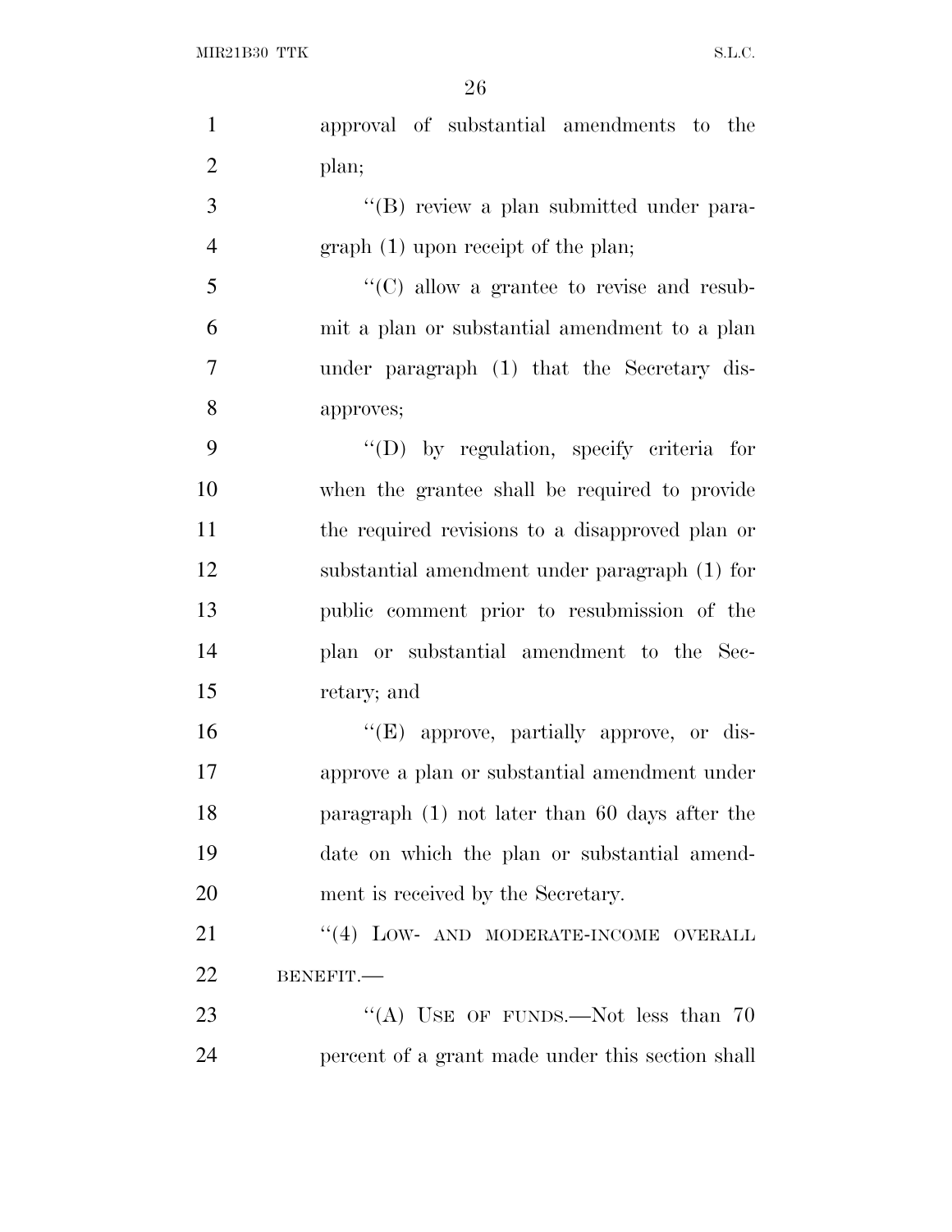approval of substantial amendments to the plan;

"(B) review a plan submitted under paragraph (1) upon receipt of the plan;

"(C) allow a grantee to revise and resubmit a plan or substantial amendment to a plan under paragraph (1) that the Secretary disapproves;

"(D) by regulation, specify criteria for when the grantee shall be required to provide the required revisions to a disapproved plan or substantial amendment under paragraph (1) for public comment prior to resubmission of the plan or substantial amendment to the Secretary; and

"(E) approve, partially approve, or disapprove a plan or substantial amendment under paragraph (1) not later than 60 days after the date on which the plan or substantial amendment is received by the Secretary.

"(4) LOW- AND MODERATE-INCOME OVERALL BENEFIT.—

"(A) USE OF FUNDS.—Not less than 70 percent of a grant made under this section shall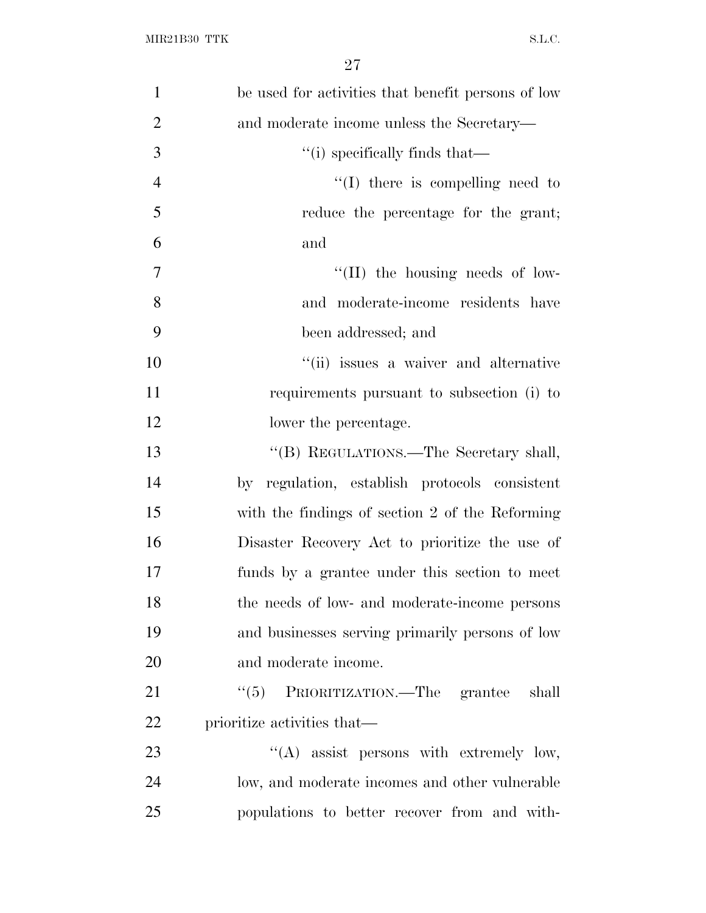be used for activities that benefit persons of low and moderate income unless the Secretary—

''(i) specifically finds that—

''(I) there is compelling need to reduce the percentage for the grant; and

''(II) the housing needs of low- and moderate-income residents have been addressed; and

''(ii) issues a waiver and alternative requirements pursuant to subsection (i) to lower the percentage.

''(B) REGULATIONS.—The Secretary shall, by regulation, establish protocols consistent with the findings of section 2 of the Reforming Disaster Recovery Act to prioritize the use of funds by a grantee under this section to meet the needs of low- and moderate-income persons and businesses serving primarily persons of low and moderate income.

''(5) PRIORITIZATION.—The grantee shall prioritize activities that—

''(A) assist persons with extremely low, low, and moderate incomes and other vulnerable populations to better recover from and with-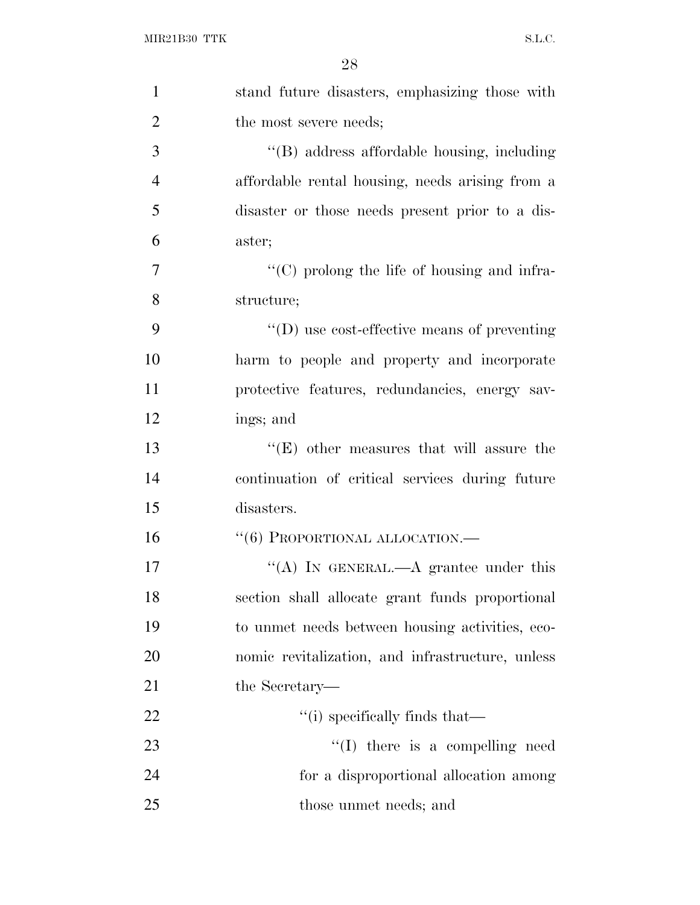stand future disasters, emphasizing those with the most severe needs;

"(B) address affordable housing, including affordable rental housing, needs arising from a disaster or those needs present prior to a disaster;

"(C) prolong the life of housing and infrastructure;

"(D) use cost-effective means of preventing harm to people and property and incorporate protective features, redundancies, energy savings; and

"(E) other measures that will assure the continuation of critical services during future disasters.

"(6) PROPORTIONAL ALLOCATION.—

"(A) IN GENERAL.—A grantee under this section shall allocate grant funds proportional to unmet needs between housing activities, economic revitalization, and infrastructure, unless the Secretary—

"(i) specifically finds that—

"(I) there is a compelling need for a disproportional allocation among those unmet needs; and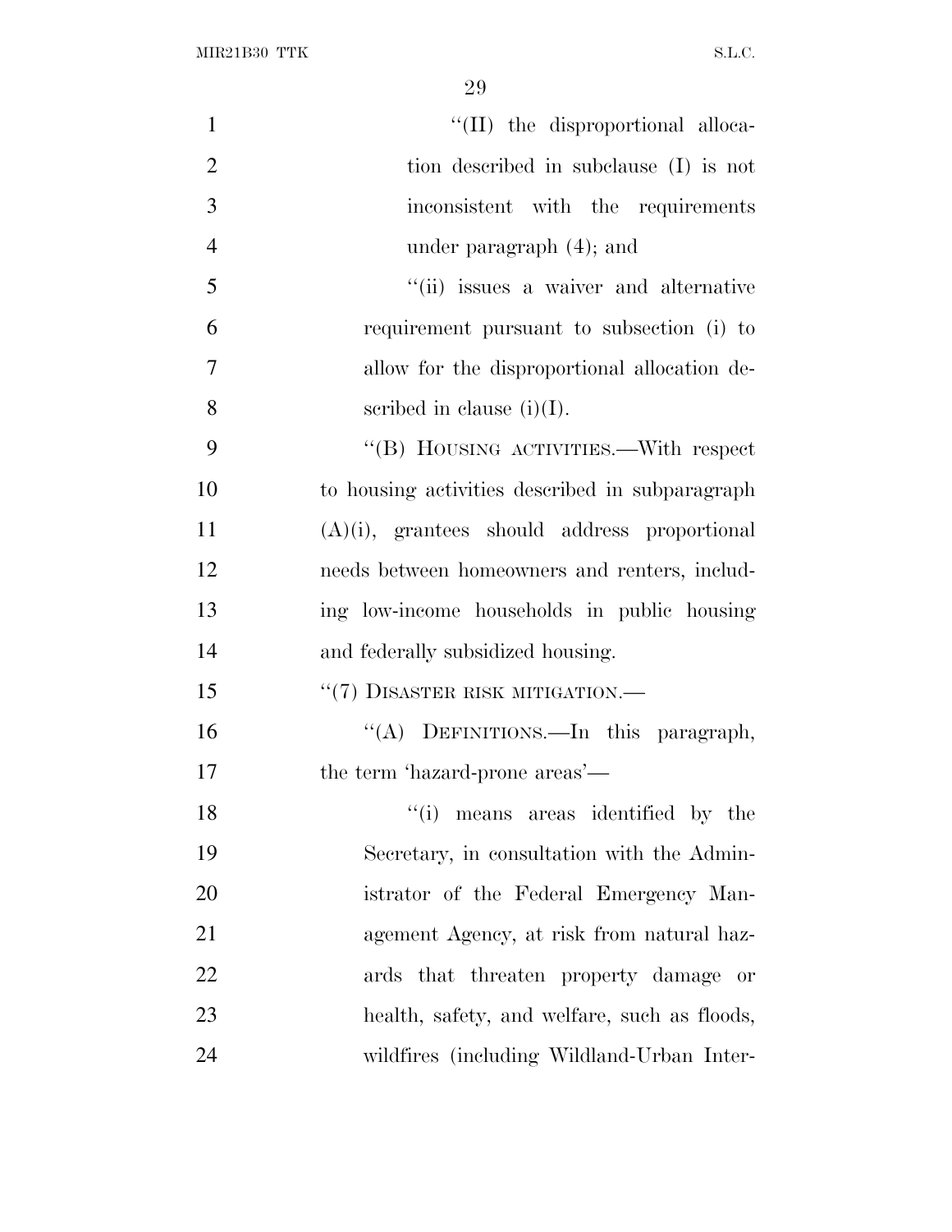"(II) the disproportional allocation described in subclause (I) is not inconsistent with the requirements under paragraph (4); and

"(ii) issues a waiver and alternative requirement pursuant to subsection (i) to allow for the disproportional allocation described in clause (i)(I).

"(B) HOUSING ACTIVITIES.—With respect to housing activities described in subparagraph (A)(i), grantees should address proportional needs between homeowners and renters, including low-income households in public housing and federally subsidized housing.

"(7) DISASTER RISK MITIGATION.—

"(A) DEFINITIONS.—In this paragraph, the term 'hazard-prone areas'—

"(i) means areas identified by the Secretary, in consultation with the Administrator of the Federal Emergency Management Agency, at risk from natural hazards that threaten property damage or health, safety, and welfare, such as floods, wildfires (including Wildland-Urban Inter-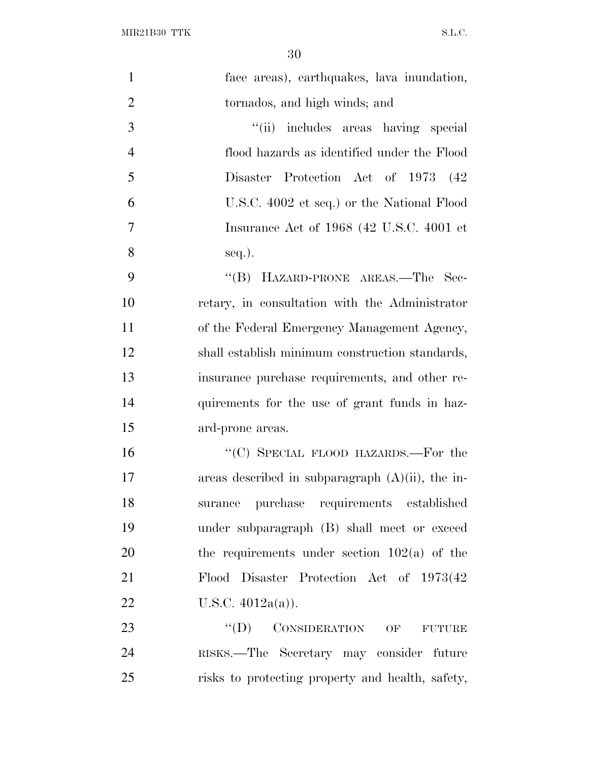face areas), earthquakes, lava inundation, tornados, and high winds; and

"(ii) includes areas having special flood hazards as identified under the Flood Disaster Protection Act of 1973 (42 U.S.C. 4002 et seq.) or the National Flood Insurance Act of 1968 (42 U.S.C. 4001 et seq.).

"(B) HAZARD-PRONE AREAS.—The Secretary, in consultation with the Administrator of the Federal Emergency Management Agency, shall establish minimum construction standards, insurance purchase requirements, and other requirements for the use of grant funds in hazard-prone areas.

"(C) SPECIAL FLOOD HAZARDS.—For the areas described in subparagraph (A)(ii), the insurance purchase requirements established under subparagraph (B) shall meet or exceed the requirements under section 102(a) of the Flood Disaster Protection Act of 1973(42 U.S.C. 4012a(a)).

"(D) CONSIDERATION OF FUTURE RISKS.—The Secretary may consider future risks to protecting property and health, safety,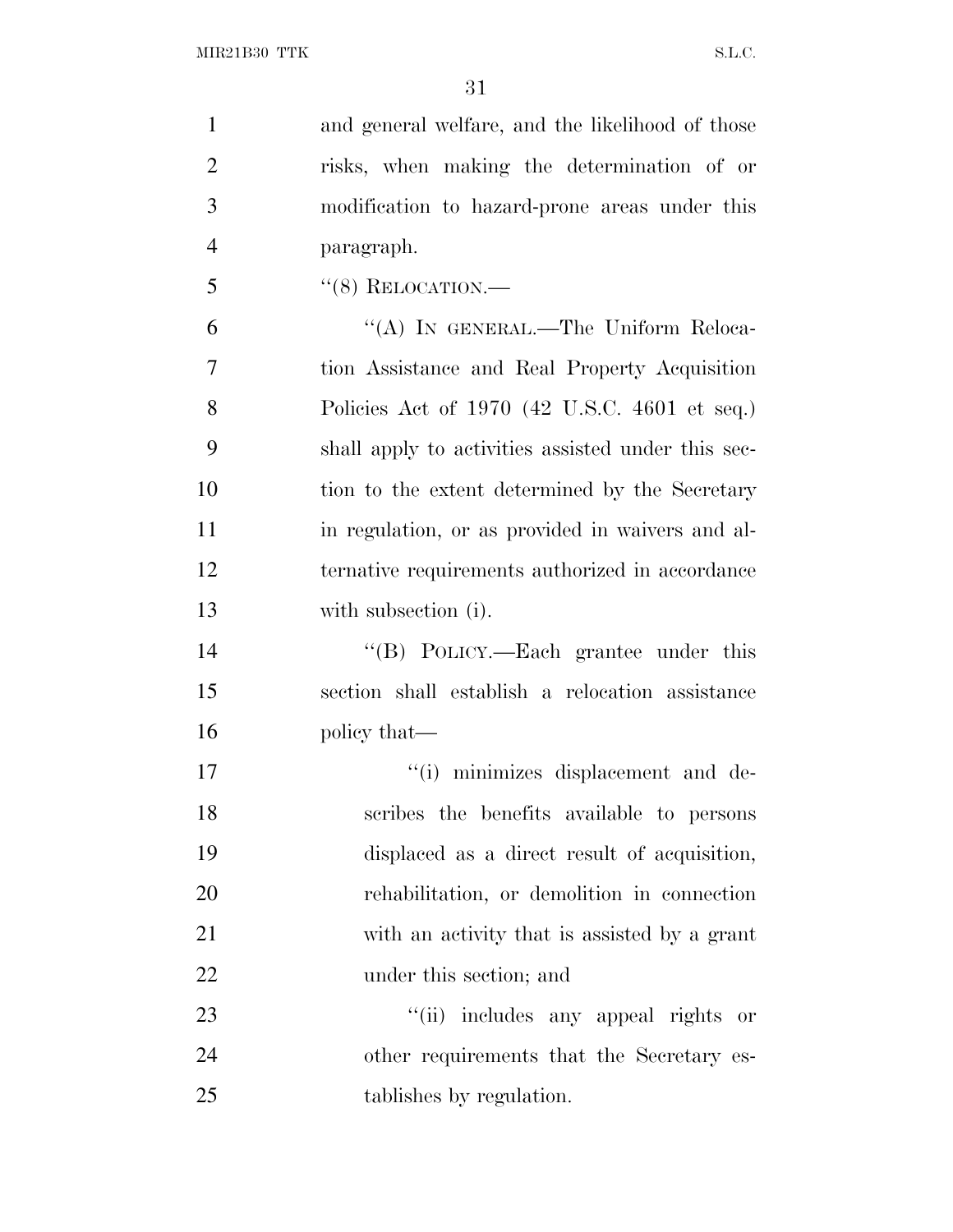and general welfare, and the likelihood of those risks, when making the determination of or modification to hazard-prone areas under this paragraph.

"(8) RELOCATION.—

"(A) IN GENERAL.—The Uniform Relocation Assistance and Real Property Acquisition Policies Act of 1970 (42 U.S.C. 4601 et seq.) shall apply to activities assisted under this section to the extent determined by the Secretary in regulation, or as provided in waivers and alternative requirements authorized in accordance with subsection (i).

"(B) POLICY.—Each grantee under this section shall establish a relocation assistance policy that—

"(i) minimizes displacement and describes the benefits available to persons displaced as a direct result of acquisition, rehabilitation, or demolition in connection with an activity that is assisted by a grant under this section; and

"(ii) includes any appeal rights or other requirements that the Secretary establishes by regulation.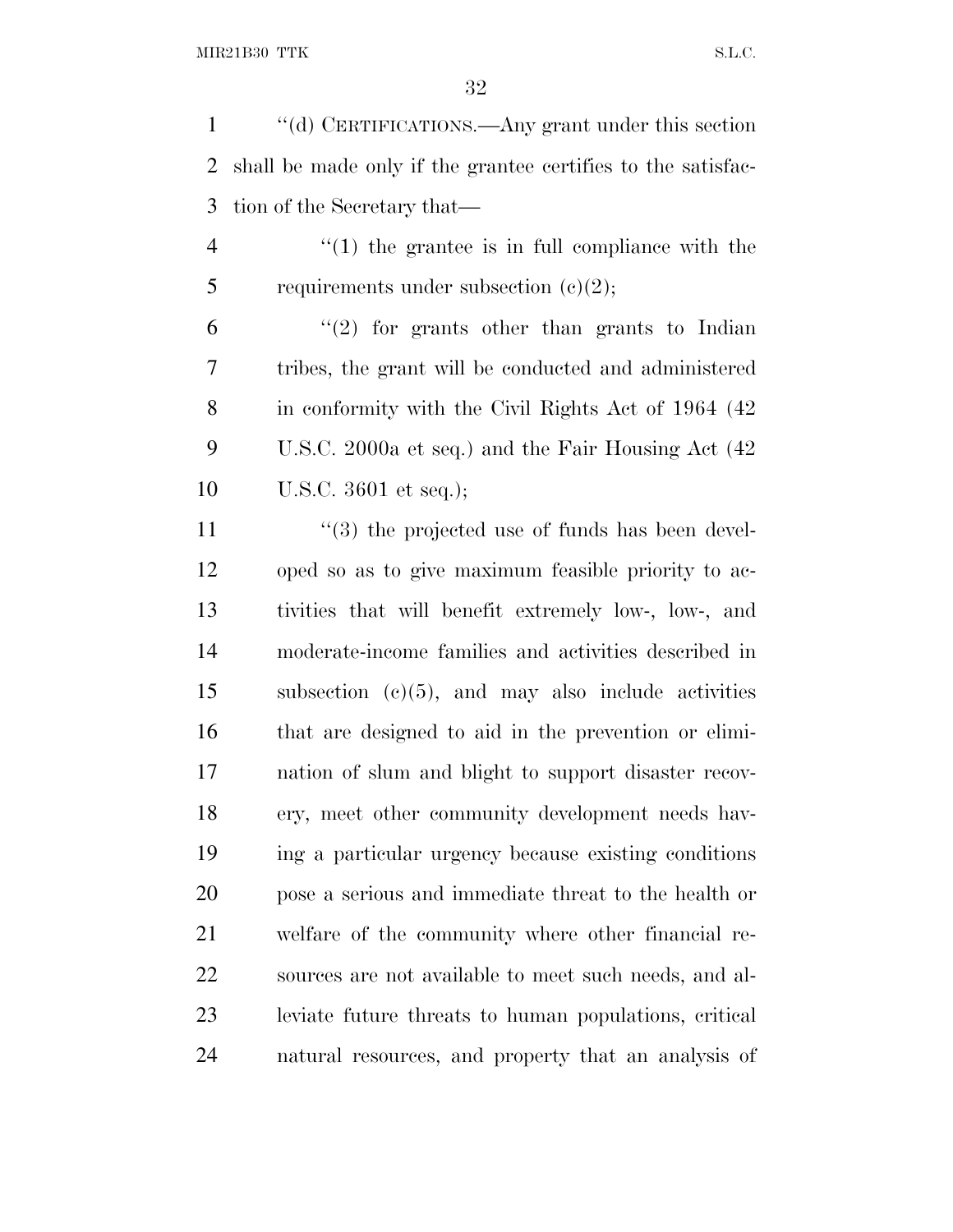''(d) CERTIFICATIONS.—Any grant under this section shall be made only if the grantee certifies to the satisfaction of the Secretary that—

''(1) the grantee is in full compliance with the requirements under subsection (c)(2);

''(2) for grants other than grants to Indian tribes, the grant will be conducted and administered in conformity with the Civil Rights Act of 1964 (42 U.S.C. 2000a et seq.) and the Fair Housing Act (42 U.S.C. 3601 et seq.);

''(3) the projected use of funds has been developed so as to give maximum feasible priority to activities that will benefit extremely low-, low-, and moderate-income families and activities described in subsection (c)(5), and may also include activities that are designed to aid in the prevention or elimination of slum and blight to support disaster recovery, meet other community development needs having a particular urgency because existing conditions pose a serious and immediate threat to the health or welfare of the community where other financial resources are not available to meet such needs, and alleviate future threats to human populations, critical natural resources, and property that an analysis of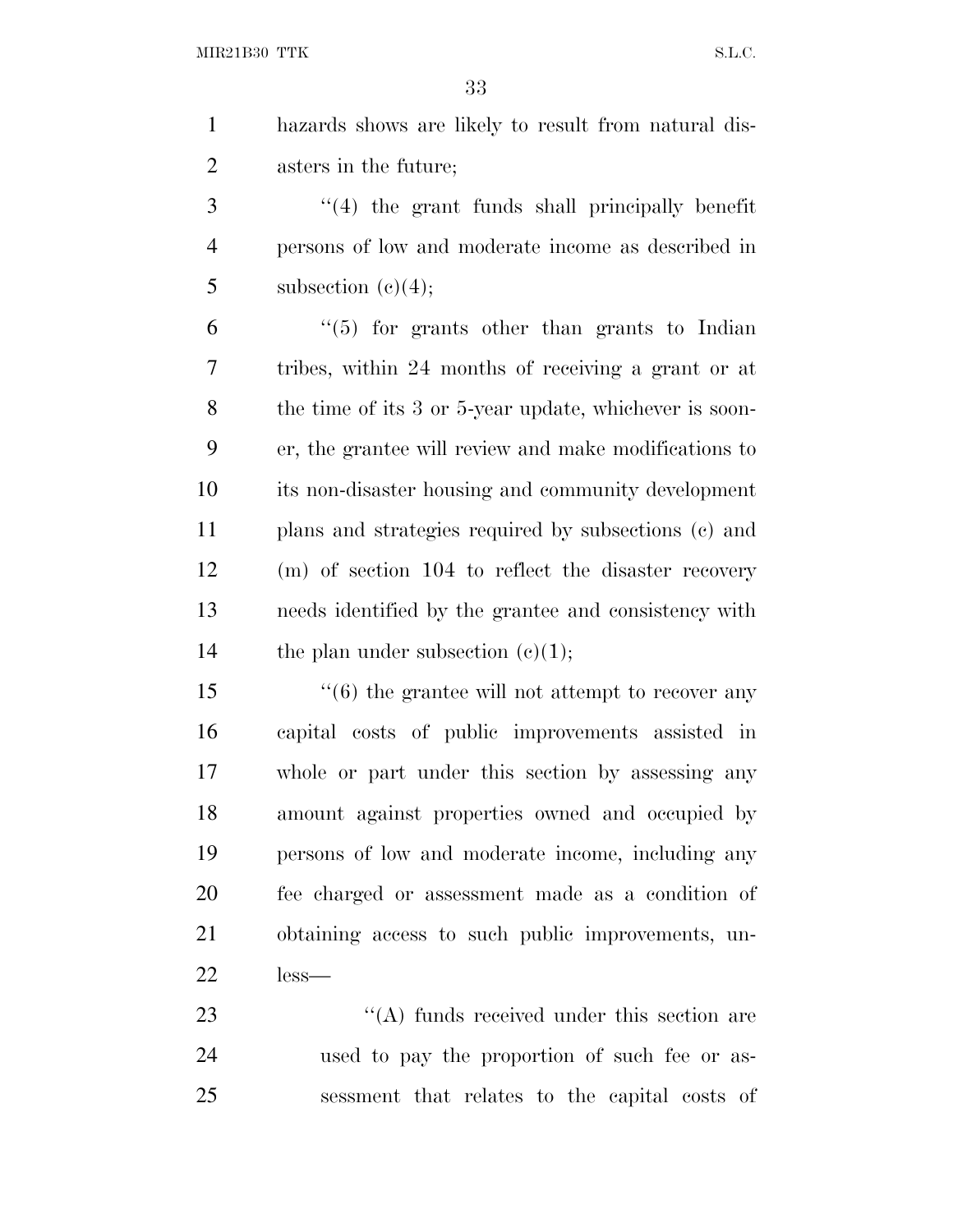hazards shows are likely to result from natural disasters in the future;

''(4) the grant funds shall principally benefit persons of low and moderate income as described in subsection (c)(4);

''(5) for grants other than grants to Indian tribes, within 24 months of receiving a grant or at the time of its 3 or 5-year update, whichever is sooner, the grantee will review and make modifications to its non-disaster housing and community development plans and strategies required by subsections (c) and (m) of section 104 to reflect the disaster recovery needs identified by the grantee and consistency with the plan under subsection (c)(1);

''(6) the grantee will not attempt to recover any capital costs of public improvements assisted in whole or part under this section by assessing any amount against properties owned and occupied by persons of low and moderate income, including any fee charged or assessment made as a condition of obtaining access to such public improvements, unless—

''(A) funds received under this section are used to pay the proportion of such fee or assessment that relates to the capital costs of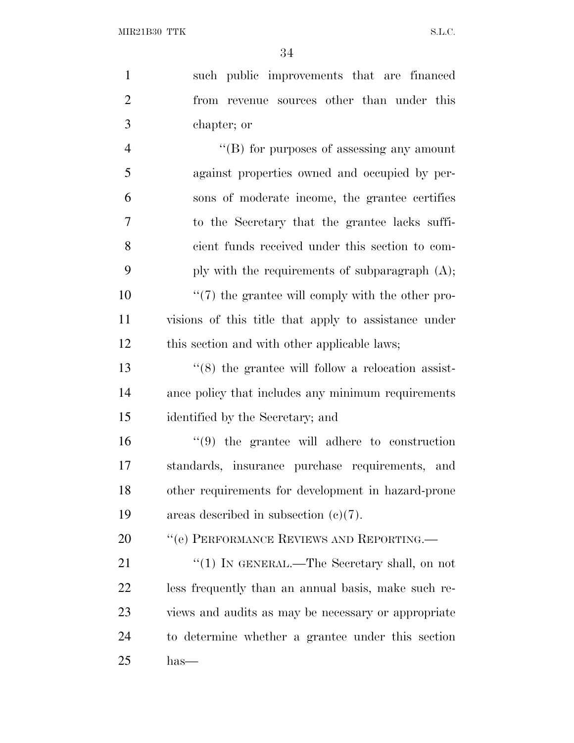such public improvements that are financed from revenue sources other than under this chapter; or

''(B) for purposes of assessing any amount against properties owned and occupied by persons of moderate income, the grantee certifies to the Secretary that the grantee lacks sufficient funds received under this section to comply with the requirements of subparagraph (A);

''(7) the grantee will comply with the other provisions of this title that apply to assistance under this section and with other applicable laws;

''(8) the grantee will follow a relocation assistance policy that includes any minimum requirements identified by the Secretary; and

''(9) the grantee will adhere to construction standards, insurance purchase requirements, and other requirements for development in hazard-prone areas described in subsection (c)(7).

''(e) PERFORMANCE REVIEWS AND REPORTING.—

''(1) IN GENERAL.—The Secretary shall, on not less frequently than an annual basis, make such reviews and audits as may be necessary or appropriate to determine whether a grantee under this section has—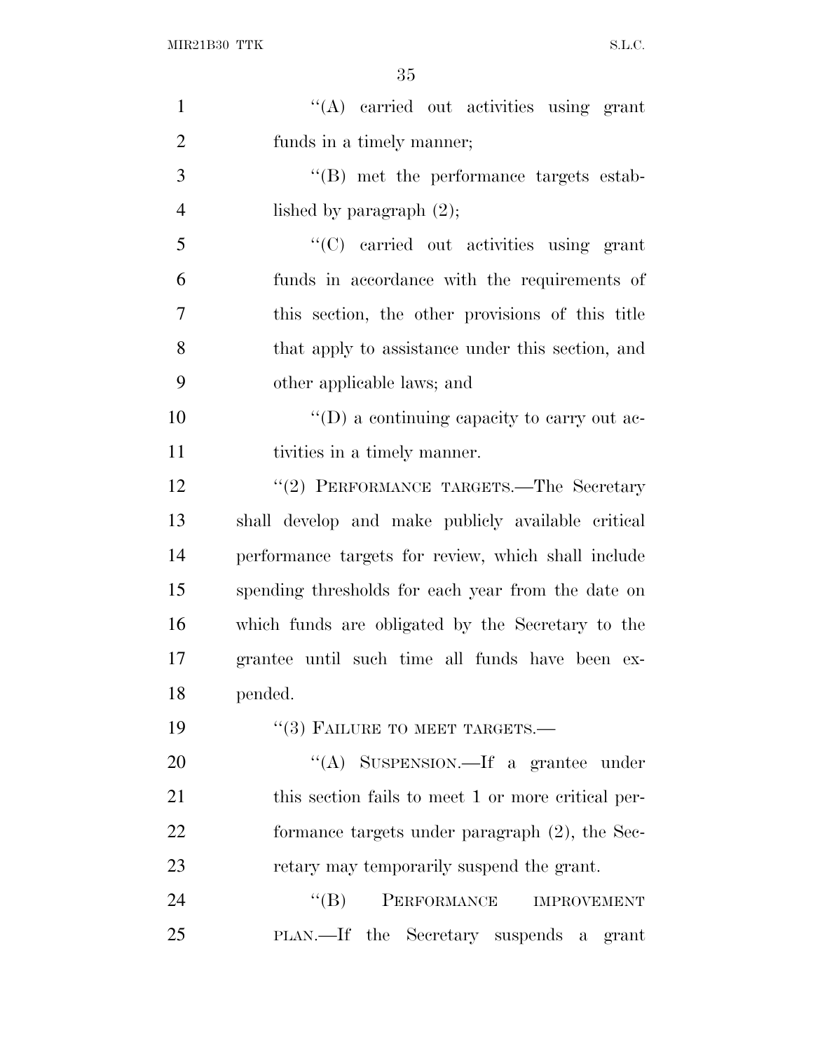"(A) carried out activities using grant funds in a timely manner;

"(B) met the performance targets established by paragraph (2);

"(C) carried out activities using grant funds in accordance with the requirements of this section, the other provisions of this title that apply to assistance under this section, and other applicable laws; and

"(D) a continuing capacity to carry out activities in a timely manner.

"(2) PERFORMANCE TARGETS.—The Secretary shall develop and make publicly available critical performance targets for review, which shall include spending thresholds for each year from the date on which funds are obligated by the Secretary to the grantee until such time all funds have been expended.

"(3) FAILURE TO MEET TARGETS.—

"(A) SUSPENSION.—If a grantee under this section fails to meet 1 or more critical performance targets under paragraph (2), the Secretary may temporarily suspend the grant.

"(B) PERFORMANCE IMPROVEMENT PLAN.—If the Secretary suspends a grant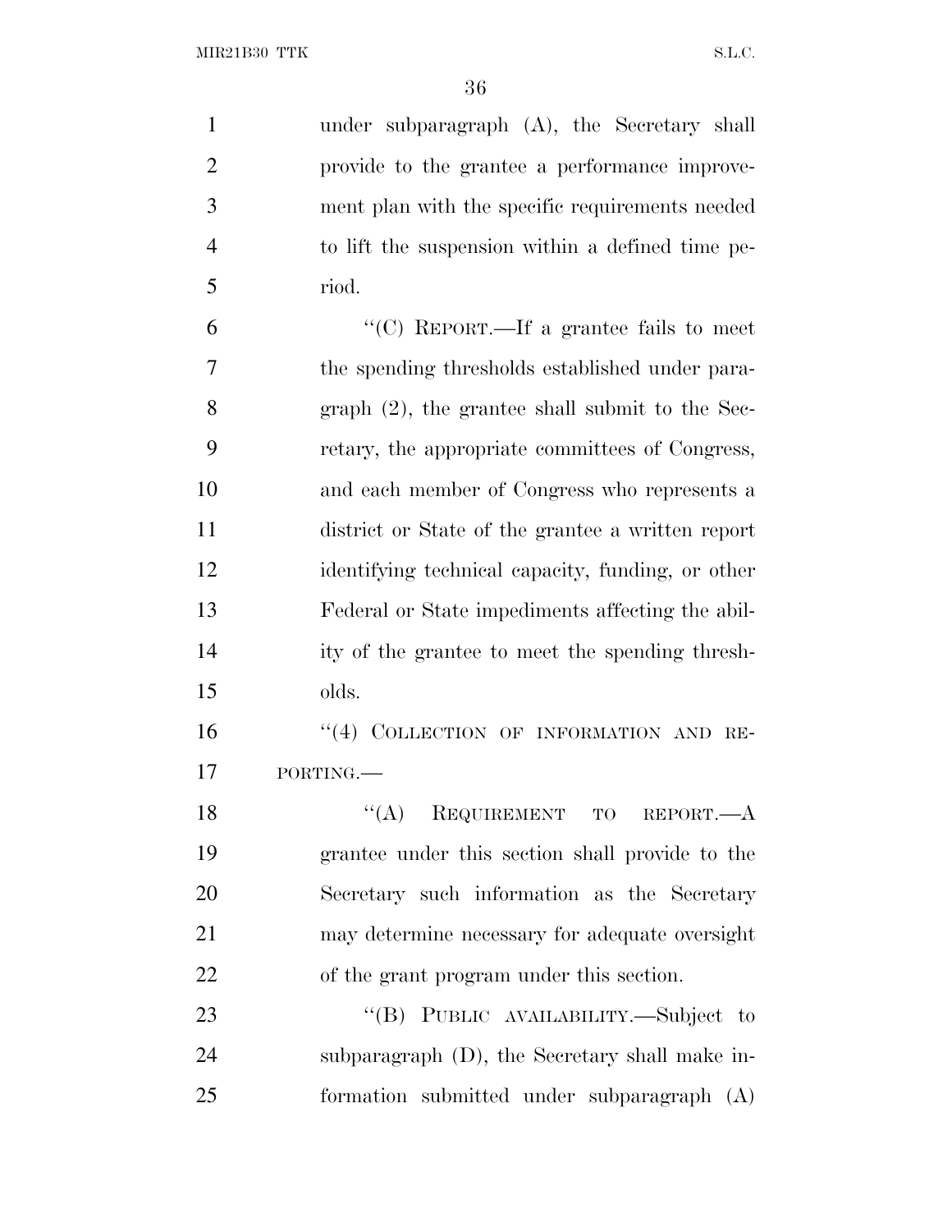under subparagraph (A), the Secretary shall provide to the grantee a performance improvement plan with the specific requirements needed to lift the suspension within a defined time period.

"(C) REPORT.—If a grantee fails to meet the spending thresholds established under paragraph (2), the grantee shall submit to the Secretary, the appropriate committees of Congress, and each member of Congress who represents a district or State of the grantee a written report identifying technical capacity, funding, or other Federal or State impediments affecting the ability of the grantee to meet the spending thresholds.

"(4) COLLECTION OF INFORMATION AND REPORTING.—

"(A) REQUIREMENT TO REPORT.—A grantee under this section shall provide to the Secretary such information as the Secretary may determine necessary for adequate oversight of the grant program under this section.

"(B) PUBLIC AVAILABILITY.—Subject to subparagraph (D), the Secretary shall make information submitted under subparagraph (A)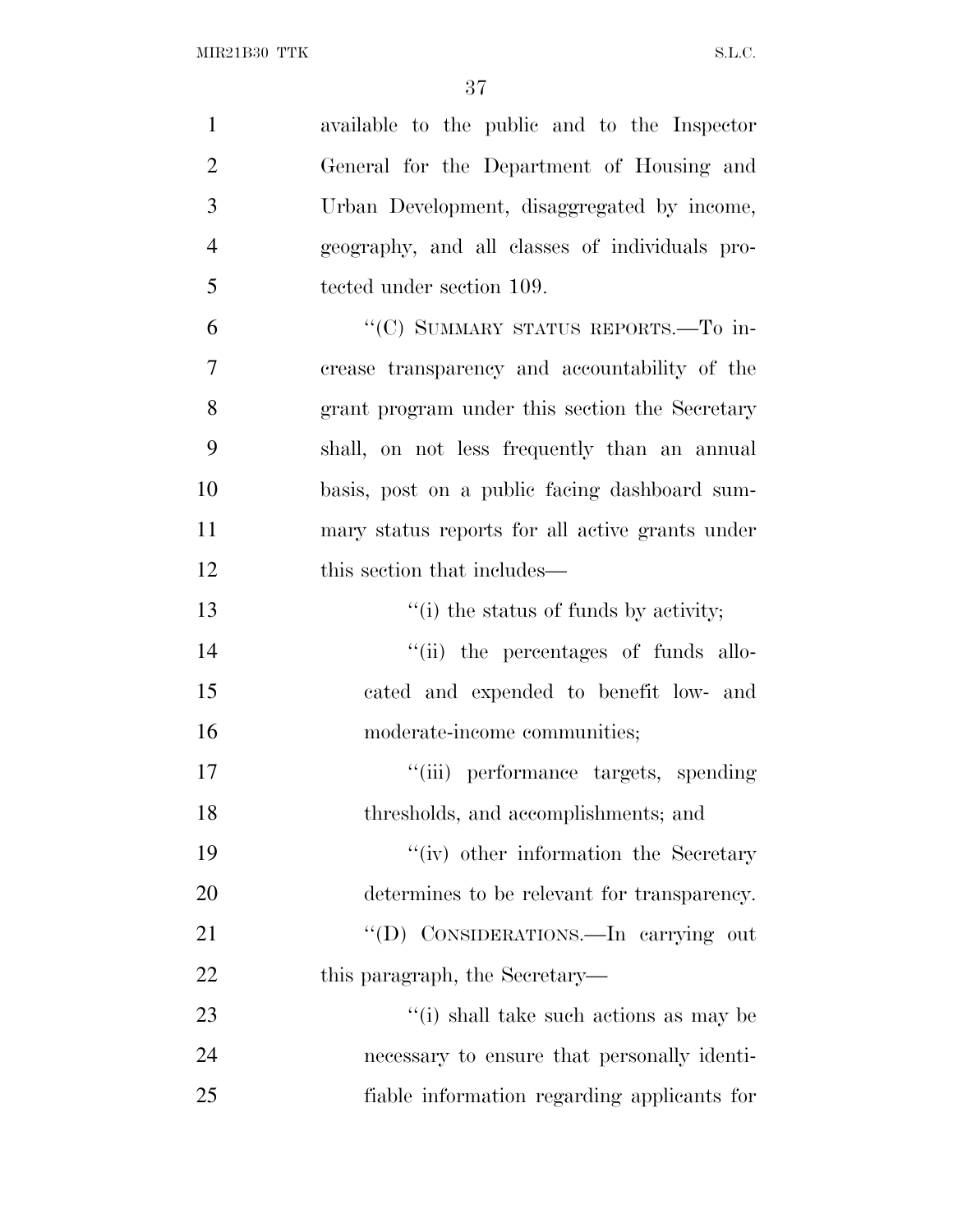available to the public and to the Inspector General for the Department of Housing and Urban Development, disaggregated by income, geography, and all classes of individuals protected under section 109.

"(C) SUMMARY STATUS REPORTS.—To increase transparency and accountability of the grant program under this section the Secretary shall, on not less frequently than an annual basis, post on a public facing dashboard summary status reports for all active grants under this section that includes—

"(i) the status of funds by activity;

"(ii) the percentages of funds allocated and expended to benefit low- and moderate-income communities;

"(iii) performance targets, spending thresholds, and accomplishments; and

"(iv) other information the Secretary determines to be relevant for transparency.

"(D) CONSIDERATIONS.—In carrying out this paragraph, the Secretary—

"(i) shall take such actions as may be necessary to ensure that personally identifiable information regarding applicants for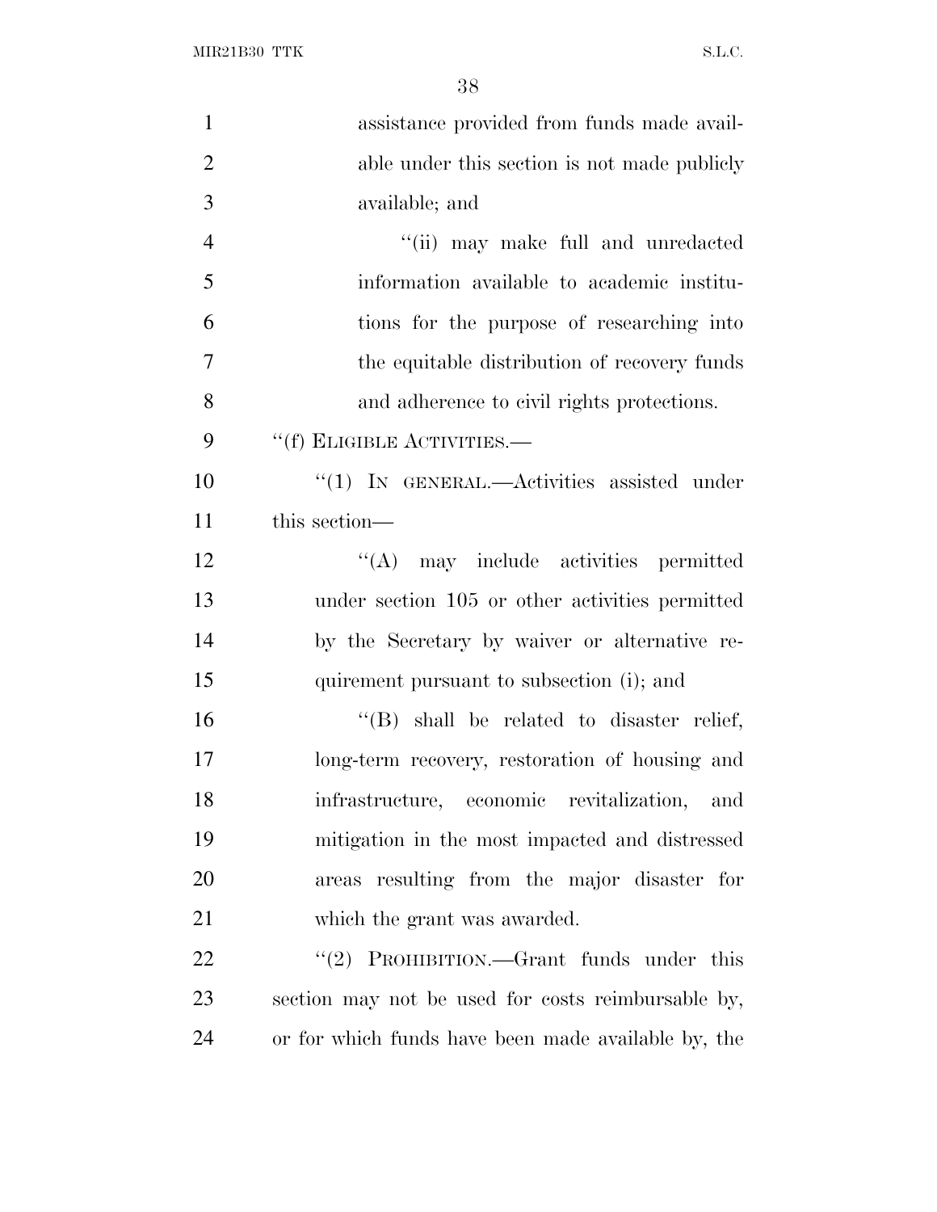assistance provided from funds made available under this section is not made publicly available; and

"(ii) may make full and unredacted information available to academic institutions for the purpose of researching into the equitable distribution of recovery funds and adherence to civil rights protections.

"(f) ELIGIBLE ACTIVITIES.—

"(1) IN GENERAL.—Activities assisted under this section—

"(A) may include activities permitted under section 105 or other activities permitted by the Secretary by waiver or alternative requirement pursuant to subsection (i); and

"(B) shall be related to disaster relief, long-term recovery, restoration of housing and infrastructure, economic revitalization, and mitigation in the most impacted and distressed areas resulting from the major disaster for which the grant was awarded.

"(2) PROHIBITION.—Grant funds under this section may not be used for costs reimbursable by, or for which funds have been made available by, the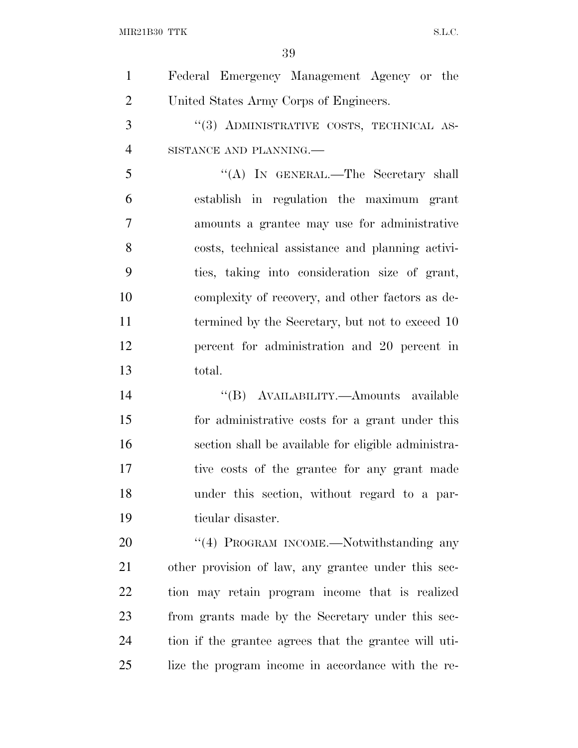Federal Emergency Management Agency or the United States Army Corps of Engineers.

"(3) ADMINISTRATIVE COSTS, TECHNICAL ASSISTANCE AND PLANNING.—

"(A) IN GENERAL.—The Secretary shall establish in regulation the maximum grant amounts a grantee may use for administrative costs, technical assistance and planning activities, taking into consideration size of grant, complexity of recovery, and other factors as determined by the Secretary, but not to exceed 10 percent for administration and 20 percent in total.

"(B) AVAILABILITY.—Amounts available for administrative costs for a grant under this section shall be available for eligible administrative costs of the grantee for any grant made under this section, without regard to a particular disaster.

"(4) PROGRAM INCOME.—Notwithstanding any other provision of law, any grantee under this section may retain program income that is realized from grants made by the Secretary under this section if the grantee agrees that the grantee will utilize the program income in accordance with the re-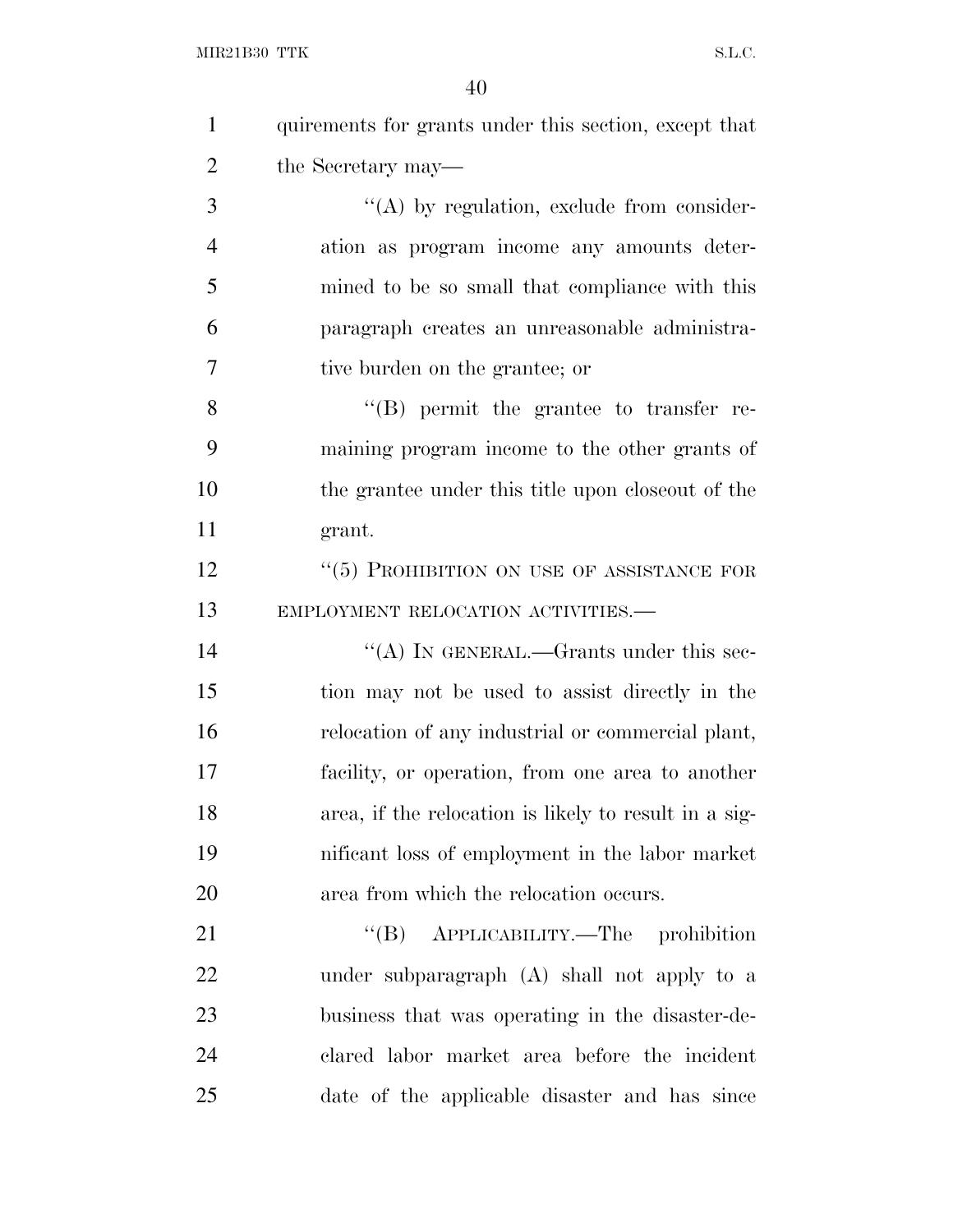quirements for grants under this section, except that the Secretary may—

“(A) by regulation, exclude from consideration as program income any amounts determined to be so small that compliance with this paragraph creates an unreasonable administrative burden on the grantee; or

“(B) permit the grantee to transfer remaining program income to the other grants of the grantee under this title upon closeout of the grant.

“(5) PROHIBITION ON USE OF ASSISTANCE FOR EMPLOYMENT RELOCATION ACTIVITIES.—

“(A) IN GENERAL.—Grants under this section may not be used to assist directly in the relocation of any industrial or commercial plant, facility, or operation, from one area to another area, if the relocation is likely to result in a significant loss of employment in the labor market area from which the relocation occurs.

“(B) APPLICABILITY.—The prohibition under subparagraph (A) shall not apply to a business that was operating in the disaster-declared labor market area before the incident date of the applicable disaster and has since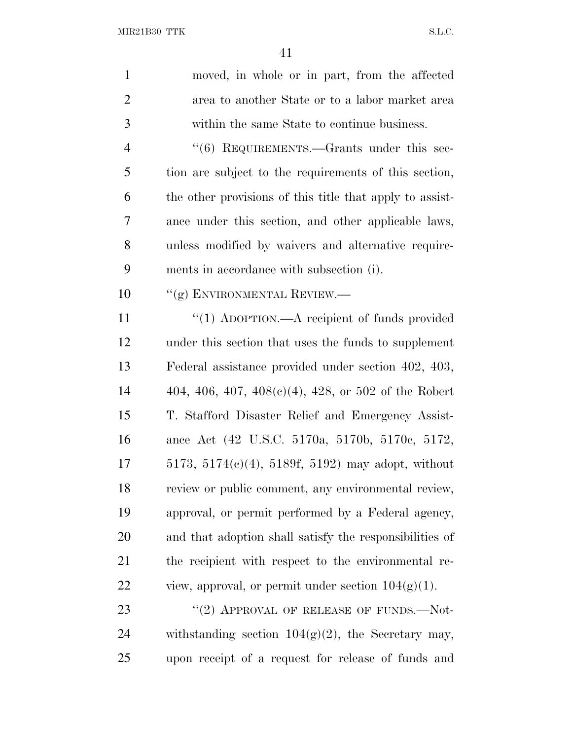moved, in whole or in part, from the affected area to another State or to a labor market area within the same State to continue business.

"(6) REQUIREMENTS.—Grants under this section are subject to the requirements of this section, the other provisions of this title that apply to assistance under this section, and other applicable laws, unless modified by waivers and alternative requirements in accordance with subsection (i).

"(g) ENVIRONMENTAL REVIEW.—

"(1) ADOPTION.—A recipient of funds provided under this section that uses the funds to supplement Federal assistance provided under section 402, 403, 404, 406, 407, 408(c)(4), 428, or 502 of the Robert T. Stafford Disaster Relief and Emergency Assistance Act (42 U.S.C. 5170a, 5170b, 5170c, 5172, 5173, 5174(c)(4), 5189f, 5192) may adopt, without review or public comment, any environmental review, approval, or permit performed by a Federal agency, and that adoption shall satisfy the responsibilities of the recipient with respect to the environmental review, approval, or permit under section 104(g)(1).

"(2) APPROVAL OF RELEASE OF FUNDS.—Notwithstanding section 104(g)(2), the Secretary may, upon receipt of a request for release of funds and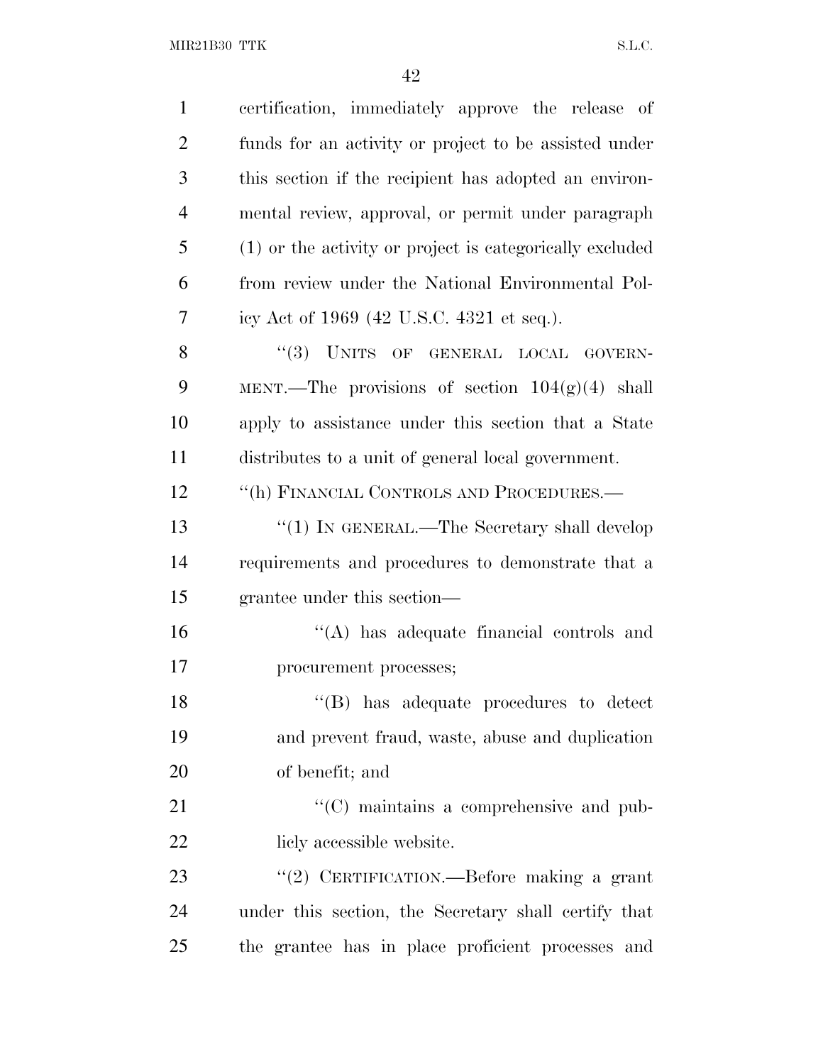certification, immediately approve the release of funds for an activity or project to be assisted under this section if the recipient has adopted an environmental review, approval, or permit under paragraph (1) or the activity or project is categorically excluded from review under the National Environmental Policy Act of 1969 (42 U.S.C. 4321 et seq.).

"(3) UNITS OF GENERAL LOCAL GOVERNMENT.—The provisions of section 104(g)(4) shall apply to assistance under this section that a State distributes to a unit of general local government.

"(h) FINANCIAL CONTROLS AND PROCEDURES.—

"(1) IN GENERAL.—The Secretary shall develop requirements and procedures to demonstrate that a grantee under this section—

"(A) has adequate financial controls and procurement processes;

"(B) has adequate procedures to detect and prevent fraud, waste, abuse and duplication of benefit; and

"(C) maintains a comprehensive and publicly accessible website.

"(2) CERTIFICATION.—Before making a grant under this section, the Secretary shall certify that the grantee has in place proficient processes and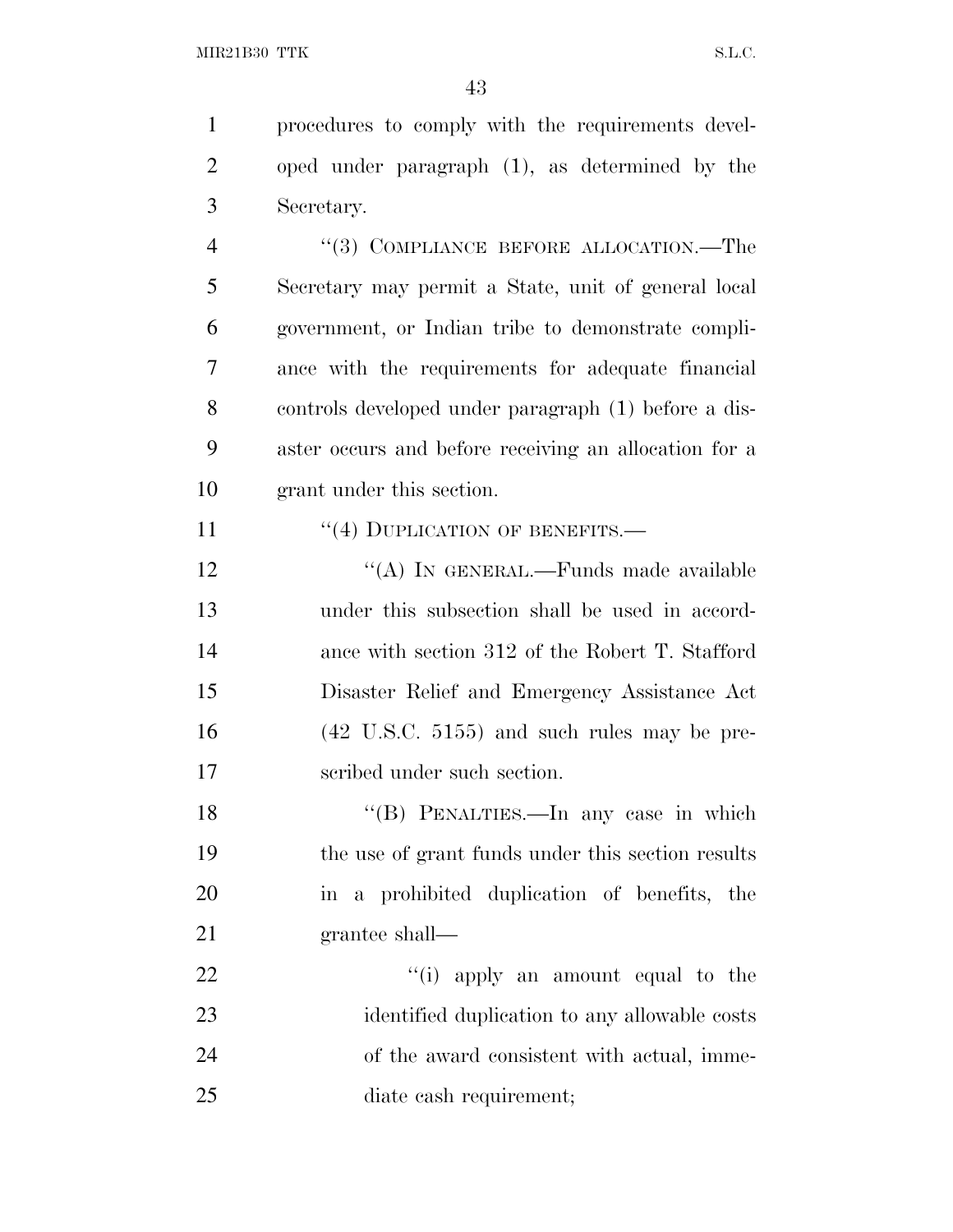procedures to comply with the requirements developed under paragraph (1), as determined by the Secretary.

"(3) COMPLIANCE BEFORE ALLOCATION.—The Secretary may permit a State, unit of general local government, or Indian tribe to demonstrate compliance with the requirements for adequate financial controls developed under paragraph (1) before a disaster occurs and before receiving an allocation for a grant under this section.

"(4) DUPLICATION OF BENEFITS.—

"(A) IN GENERAL.—Funds made available under this subsection shall be used in accordance with section 312 of the Robert T. Stafford Disaster Relief and Emergency Assistance Act (42 U.S.C. 5155) and such rules may be prescribed under such section.

"(B) PENALTIES.—In any case in which the use of grant funds under this section results in a prohibited duplication of benefits, the grantee shall—

"(i) apply an amount equal to the identified duplication to any allowable costs of the award consistent with actual, immediate cash requirement;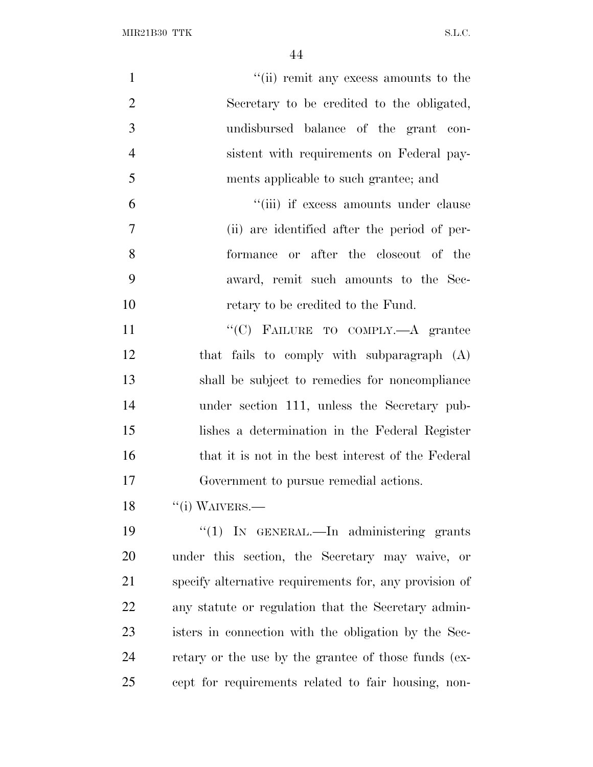"(ii) remit any excess amounts to the Secretary to be credited to the obligated, undisbursed balance of the grant consistent with requirements on Federal payments applicable to such grantee; and

"(iii) if excess amounts under clause (ii) are identified after the period of performance or after the closeout of the award, remit such amounts to the Secretary to be credited to the Fund.

"(C) FAILURE TO COMPLY.—A grantee that fails to comply with subparagraph (A) shall be subject to remedies for noncompliance under section 111, unless the Secretary publishes a determination in the Federal Register that it is not in the best interest of the Federal Government to pursue remedial actions.

"(i) WAIVERS.—

"(1) IN GENERAL.—In administering grants under this section, the Secretary may waive, or specify alternative requirements for, any provision of any statute or regulation that the Secretary administers in connection with the obligation by the Secretary or the use by the grantee of those funds (except for requirements related to fair housing, non-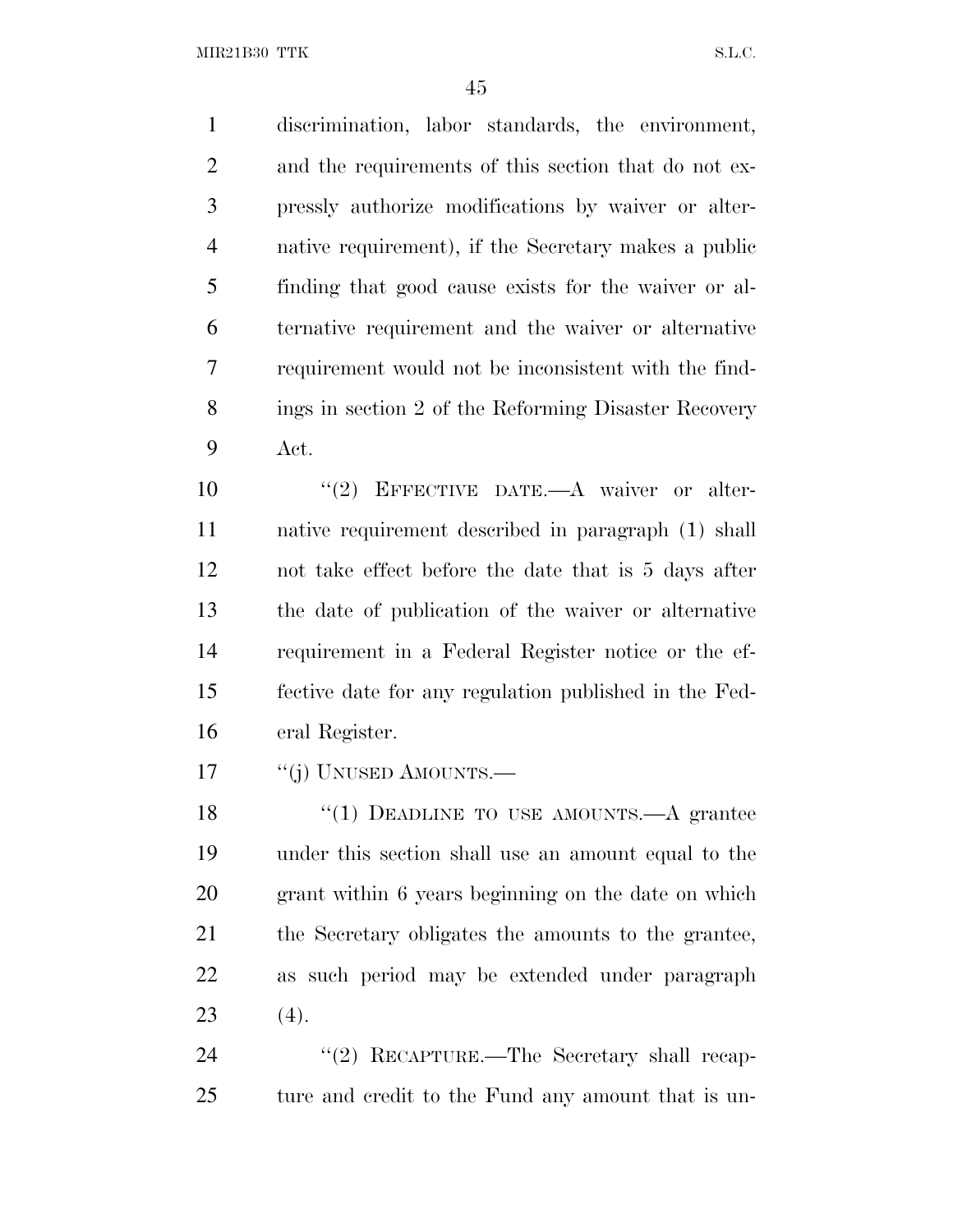discrimination, labor standards, the environment, and the requirements of this section that do not expressly authorize modifications by waiver or alternative requirement), if the Secretary makes a public finding that good cause exists for the waiver or alternative requirement and the waiver or alternative requirement would not be inconsistent with the findings in section 2 of the Reforming Disaster Recovery Act.

"(2) EFFECTIVE DATE.—A waiver or alternative requirement described in paragraph (1) shall not take effect before the date that is 5 days after the date of publication of the waiver or alternative requirement in a Federal Register notice or the effective date for any regulation published in the Federal Register.

"(j) UNUSED AMOUNTS.—

"(1) DEADLINE TO USE AMOUNTS.—A grantee under this section shall use an amount equal to the grant within 6 years beginning on the date on which the Secretary obligates the amounts to the grantee, as such period may be extended under paragraph (4).

"(2) RECAPTURE.—The Secretary shall recapture and credit to the Fund any amount that is un-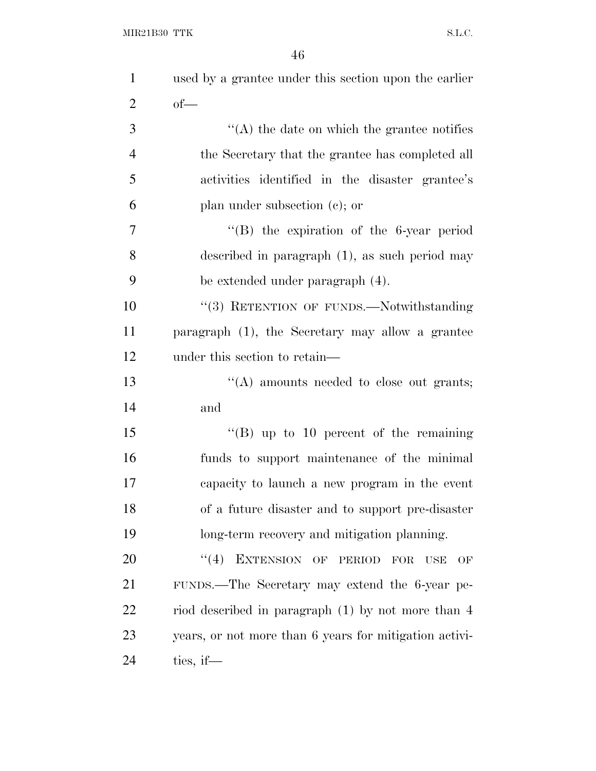used by a grantee under this section upon the earlier of—

''(A) the date on which the grantee notifies the Secretary that the grantee has completed all activities identified in the disaster grantee's plan under subsection (c); or

''(B) the expiration of the 6-year period described in paragraph (1), as such period may be extended under paragraph (4).

''(3) RETENTION OF FUNDS.—Notwithstanding paragraph (1), the Secretary may allow a grantee under this section to retain—

''(A) amounts needed to close out grants; and

''(B) up to 10 percent of the remaining funds to support maintenance of the minimal capacity to launch a new program in the event of a future disaster and to support pre-disaster long-term recovery and mitigation planning.

''(4) EXTENSION OF PERIOD FOR USE OF FUNDS.—The Secretary may extend the 6-year period described in paragraph (1) by not more than 4 years, or not more than 6 years for mitigation activities, if—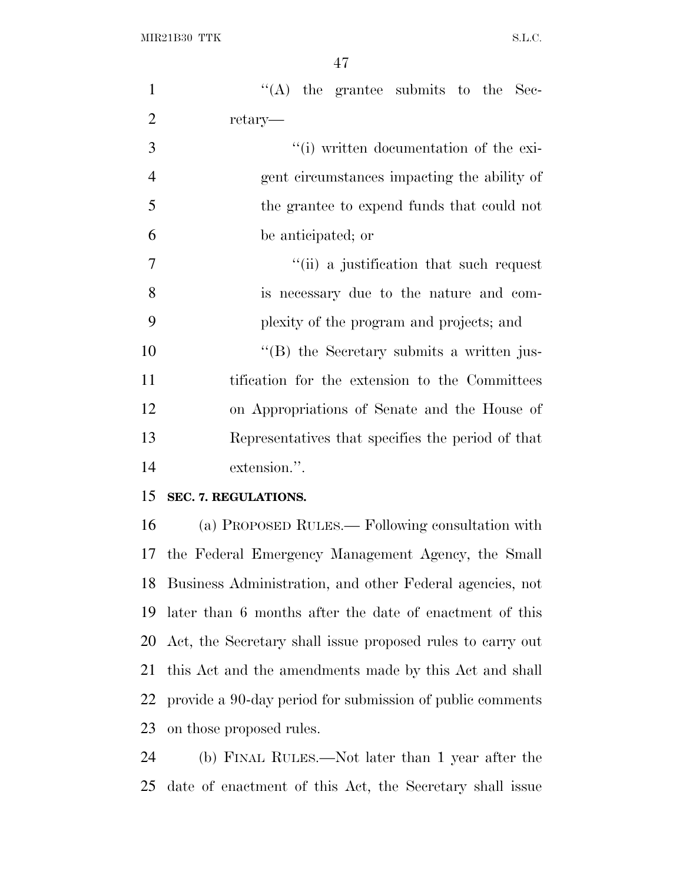''(A) the grantee submits to the Secretary—

''(i) written documentation of the exigent circumstances impacting the ability of the grantee to expend funds that could not be anticipated; or

''(ii) a justification that such request is necessary due to the nature and complexity of the program and projects; and

''(B) the Secretary submits a written justification for the extension to the Committees on Appropriations of Senate and the House of Representatives that specifies the period of that extension.''.

**SEC. 7. REGULATIONS.**

(a) PROPOSED RULES.— Following consultation with the Federal Emergency Management Agency, the Small Business Administration, and other Federal agencies, not later than 6 months after the date of enactment of this Act, the Secretary shall issue proposed rules to carry out this Act and the amendments made by this Act and shall provide a 90-day period for submission of public comments on those proposed rules.

(b) FINAL RULES.—Not later than 1 year after the date of enactment of this Act, the Secretary shall issue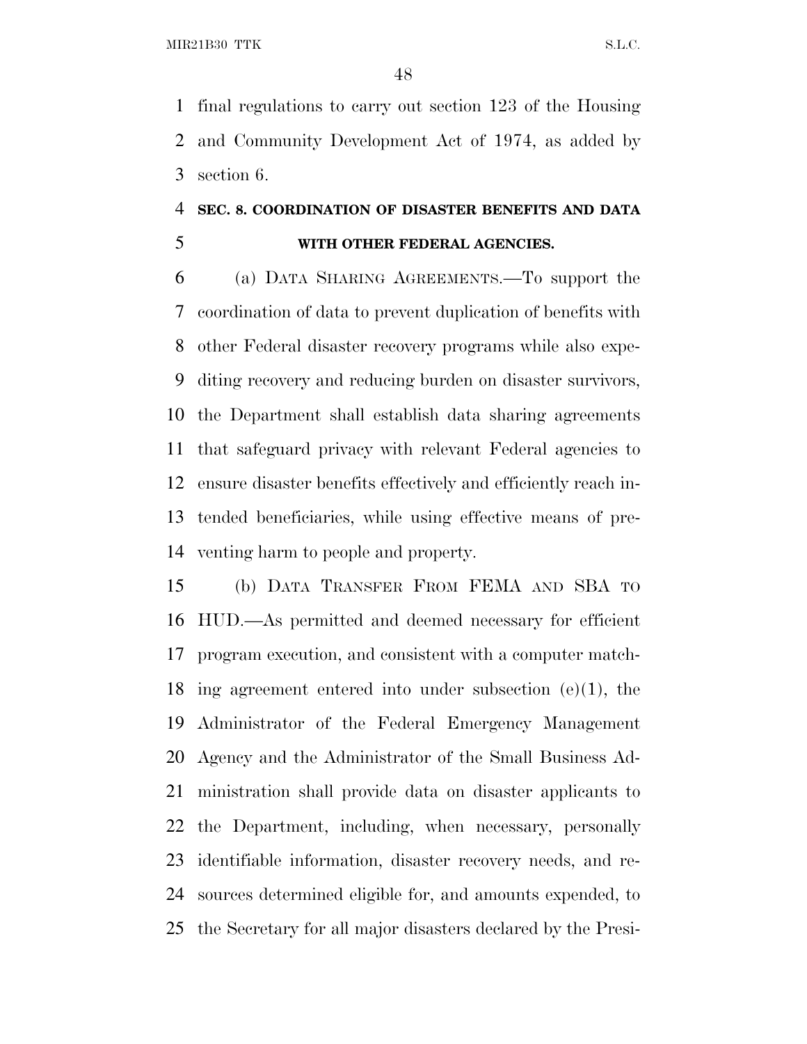final regulations to carry out section 123 of the Housing and Community Development Act of 1974, as added by section 6.

### SEC. 8. COORDINATION OF DISASTER BENEFITS AND DATA WITH OTHER FEDERAL AGENCIES.

(a) DATA SHARING AGREEMENTS.—To support the coordination of data to prevent duplication of benefits with other Federal disaster recovery programs while also expediting recovery and reducing burden on disaster survivors, the Department shall establish data sharing agreements that safeguard privacy with relevant Federal agencies to ensure disaster benefits effectively and efficiently reach intended beneficiaries, while using effective means of preventing harm to people and property.

(b) DATA TRANSFER FROM FEMA AND SBA TO HUD.—As permitted and deemed necessary for efficient program execution, and consistent with a computer matching agreement entered into under subsection (e)(1), the Administrator of the Federal Emergency Management Agency and the Administrator of the Small Business Administration shall provide data on disaster applicants to the Department, including, when necessary, personally identifiable information, disaster recovery needs, and resources determined eligible for, and amounts expended, to the Secretary for all major disasters declared by the Presi-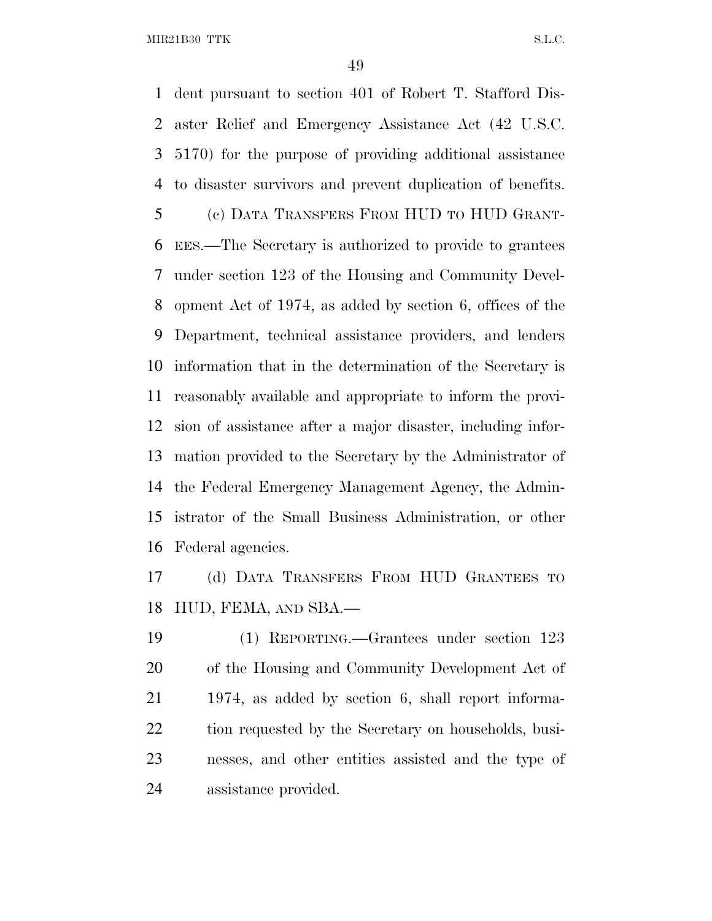dent pursuant to section 401 of Robert T. Stafford Disaster Relief and Emergency Assistance Act (42 U.S.C. 5170) for the purpose of providing additional assistance to disaster survivors and prevent duplication of benefits.

(c) DATA TRANSFERS FROM HUD TO HUD GRANTEES.—The Secretary is authorized to provide to grantees under section 123 of the Housing and Community Development Act of 1974, as added by section 6, offices of the Department, technical assistance providers, and lenders information that in the determination of the Secretary is reasonably available and appropriate to inform the provision of assistance after a major disaster, including information provided to the Secretary by the Administrator of the Federal Emergency Management Agency, the Administrator of the Small Business Administration, or other Federal agencies.

(d) DATA TRANSFERS FROM HUD GRANTEES TO HUD, FEMA, AND SBA.—

(1) REPORTING.—Grantees under section 123 of the Housing and Community Development Act of 1974, as added by section 6, shall report information requested by the Secretary on households, businesses, and other entities assisted and the type of assistance provided.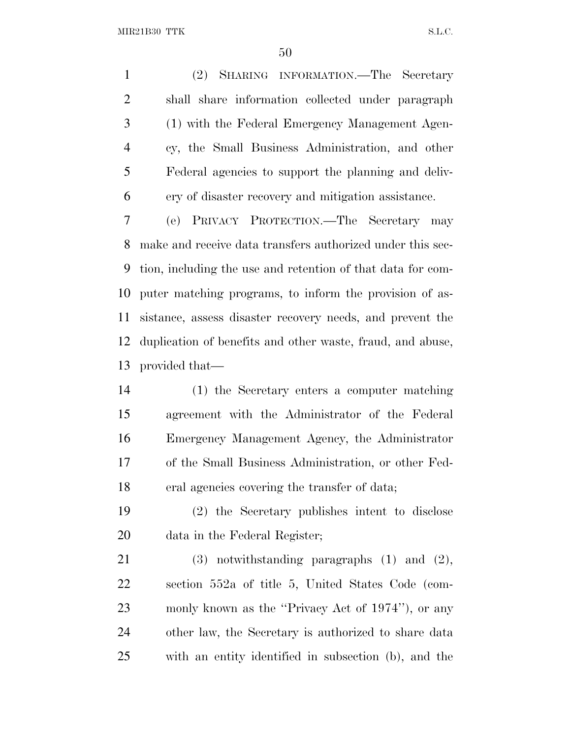(2) SHARING INFORMATION.—The Secretary shall share information collected under paragraph (1) with the Federal Emergency Management Agency, the Small Business Administration, and other Federal agencies to support the planning and delivery of disaster recovery and mitigation assistance.

(e) PRIVACY PROTECTION.—The Secretary may make and receive data transfers authorized under this section, including the use and retention of that data for computer matching programs, to inform the provision of assistance, assess disaster recovery needs, and prevent the duplication of benefits and other waste, fraud, and abuse, provided that—

(1) the Secretary enters a computer matching agreement with the Administrator of the Federal Emergency Management Agency, the Administrator of the Small Business Administration, or other Federal agencies covering the transfer of data;

(2) the Secretary publishes intent to disclose data in the Federal Register;

(3) notwithstanding paragraphs (1) and (2), section 552a of title 5, United States Code (commonly known as the ''Privacy Act of 1974''), or any other law, the Secretary is authorized to share data with an entity identified in subsection (b), and the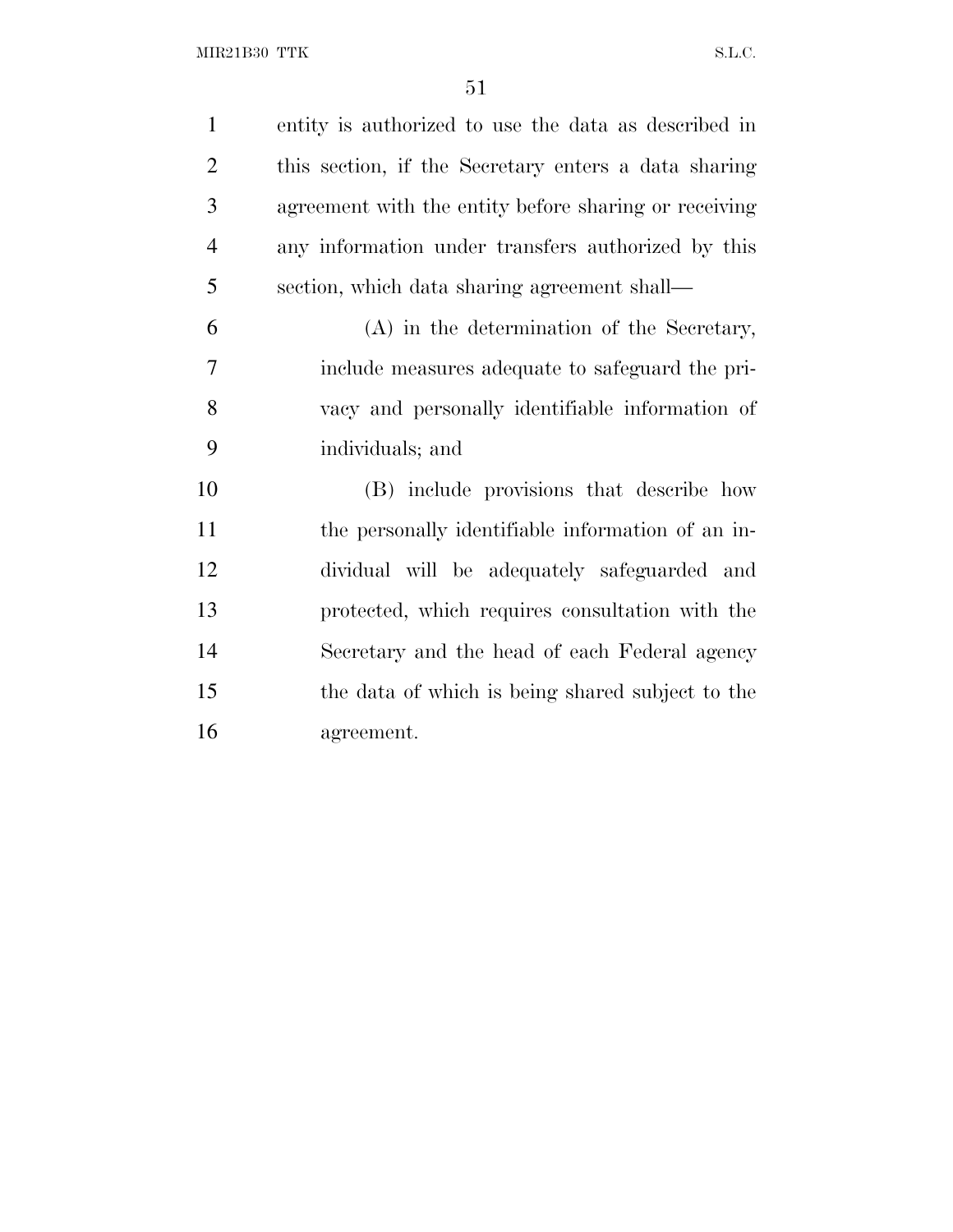entity is authorized to use the data as described in this section, if the Secretary enters a data sharing agreement with the entity before sharing or receiving any information under transfers authorized by this section, which data sharing agreement shall—

(A) in the determination of the Secretary, include measures adequate to safeguard the privacy and personally identifiable information of individuals; and

(B) include provisions that describe how the personally identifiable information of an individual will be adequately safeguarded and protected, which requires consultation with the Secretary and the head of each Federal agency the data of which is being shared subject to the agreement.